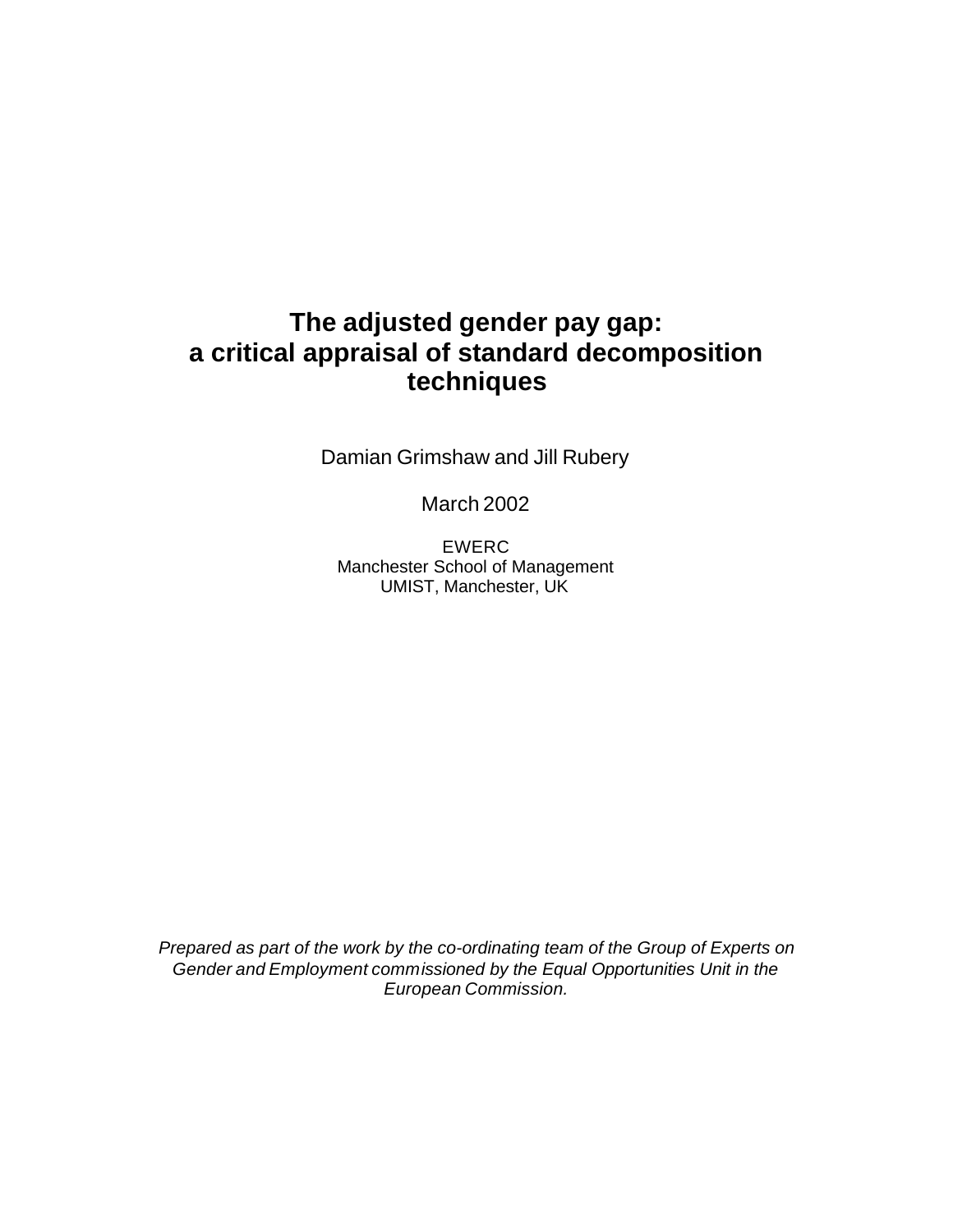# The adjusted gender pay gap: a critical appraisal of standard decomposition techniques

Damian Grimshaw and Jill Rubery

March 2002

EWERC
Manchester School of Management
UMIST, Manchester, UK

*Prepared as part of the work by the co-ordinating team of the Group of Experts on Gender and Employment commissioned by the Equal Opportunities Unit in the European Commission.*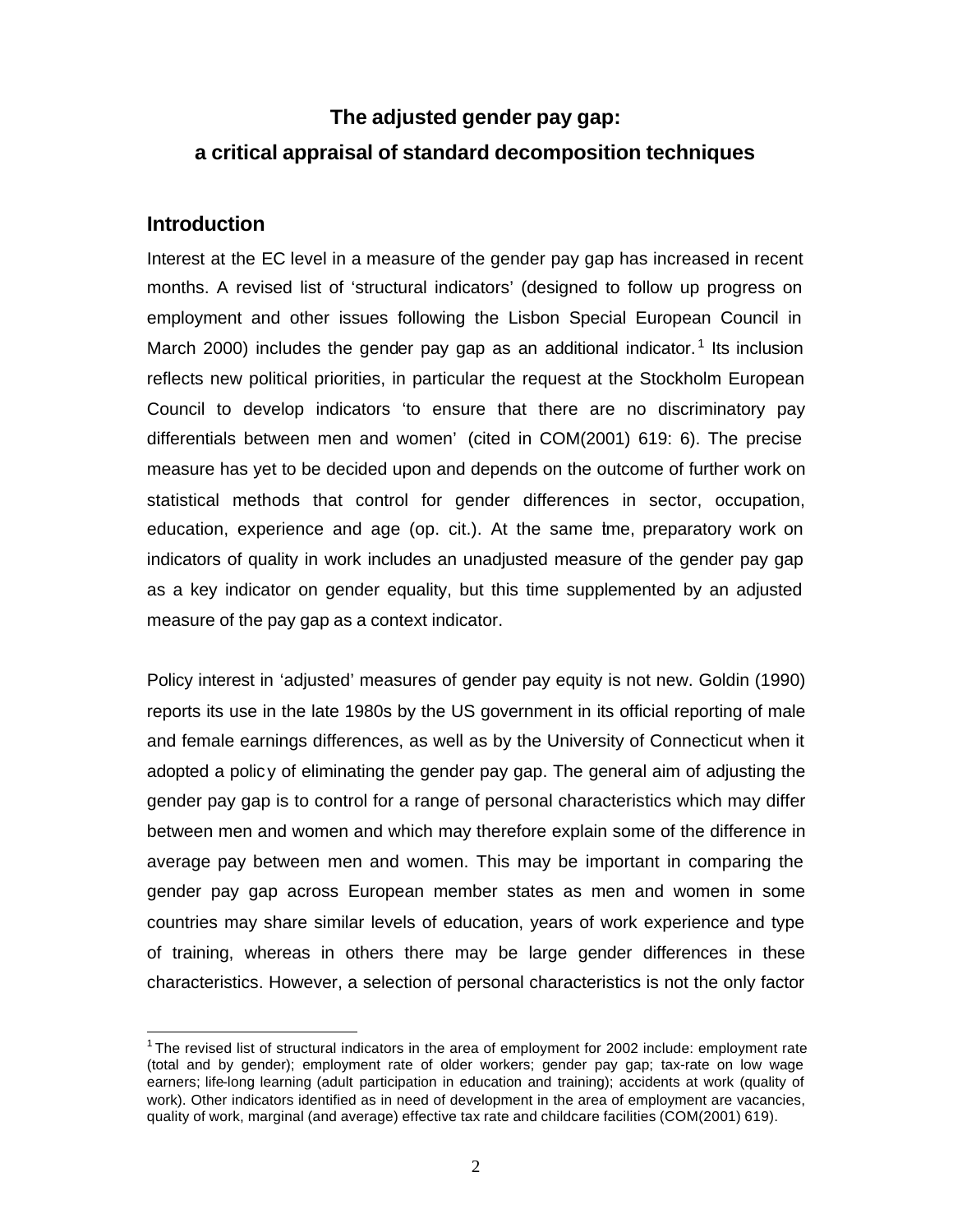# The adjusted gender pay gap:
# a critical appraisal of standard decomposition techniques

## Introduction

Interest at the EC level in a measure of the gender pay gap has increased in recent months. A revised list of 'structural indicators' (designed to follow up progress on employment and other issues following the Lisbon Special European Council in March 2000) includes the gender pay gap as an additional indicator.[1] Its inclusion reflects new political priorities, in particular the request at the Stockholm European Council to develop indicators 'to ensure that there are no discriminatory pay differentials between men and women' (cited in COM(2001) 619: 6). The precise measure has yet to be decided upon and depends on the outcome of further work on statistical methods that control for gender differences in sector, occupation, education, experience and age (op. cit.). At the same time, preparatory work on indicators of quality in work includes an unadjusted measure of the gender pay gap as a key indicator on gender equality, but this time supplemented by an adjusted measure of the pay gap as a context indicator.

Policy interest in 'adjusted' measures of gender pay equity is not new. Goldin (1990) reports its use in the late 1980s by the US government in its official reporting of male and female earnings differences, as well as by the University of Connecticut when it adopted a policy of eliminating the gender pay gap. The general aim of adjusting the gender pay gap is to control for a range of personal characteristics which may differ between men and women and which may therefore explain some of the difference in average pay between men and women. This may be important in comparing the gender pay gap across European member states as men and women in some countries may share similar levels of education, years of work experience and type of training, whereas in others there may be large gender differences in these characteristics. However, a selection of personal characteristics is not the only factor

[1] The revised list of structural indicators in the area of employment for 2002 include: employment rate (total and by gender); employment rate of older workers; gender pay gap; tax-rate on low wage earners; life-long learning (adult participation in education and training); accidents at work (quality of work). Other indicators identified as in need of development in the area of employment are vacancies, quality of work, marginal (and average) effective tax rate and childcare facilities (COM(2001) 619).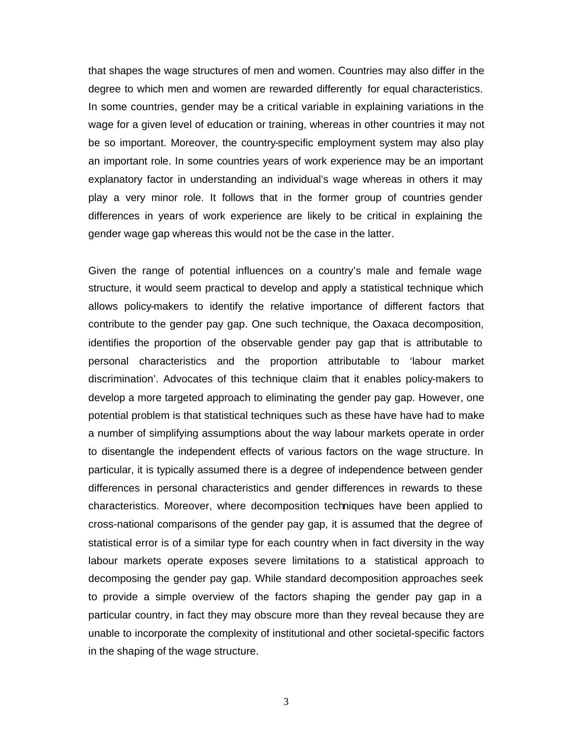that shapes the wage structures of men and women. Countries may also differ in the degree to which men and women are rewarded differently for equal characteristics. In some countries, gender may be a critical variable in explaining variations in the wage for a given level of education or training, whereas in other countries it may not be so important. Moreover, the country-specific employment system may also play an important role. In some countries years of work experience may be an important explanatory factor in understanding an individual's wage whereas in others it may play a very minor role. It follows that in the former group of countries gender differences in years of work experience are likely to be critical in explaining the gender wage gap whereas this would not be the case in the latter.

Given the range of potential influences on a country's male and female wage structure, it would seem practical to develop and apply a statistical technique which allows policy-makers to identify the relative importance of different factors that contribute to the gender pay gap. One such technique, the Oaxaca decomposition, identifies the proportion of the observable gender pay gap that is attributable to personal characteristics and the proportion attributable to 'labour market discrimination'. Advocates of this technique claim that it enables policy-makers to develop a more targeted approach to eliminating the gender pay gap. However, one potential problem is that statistical techniques such as these have have had to make a number of simplifying assumptions about the way labour markets operate in order to disentangle the independent effects of various factors on the wage structure. In particular, it is typically assumed there is a degree of independence between gender differences in personal characteristics and gender differences in rewards to these characteristics. Moreover, where decomposition techniques have been applied to cross-national comparisons of the gender pay gap, it is assumed that the degree of statistical error is of a similar type for each country when in fact diversity in the way labour markets operate exposes severe limitations to a statistical approach to decomposing the gender pay gap. While standard decomposition approaches seek to provide a simple overview of the factors shaping the gender pay gap in a particular country, in fact they may obscure more than they reveal because they are unable to incorporate the complexity of institutional and other societal-specific factors in the shaping of the wage structure.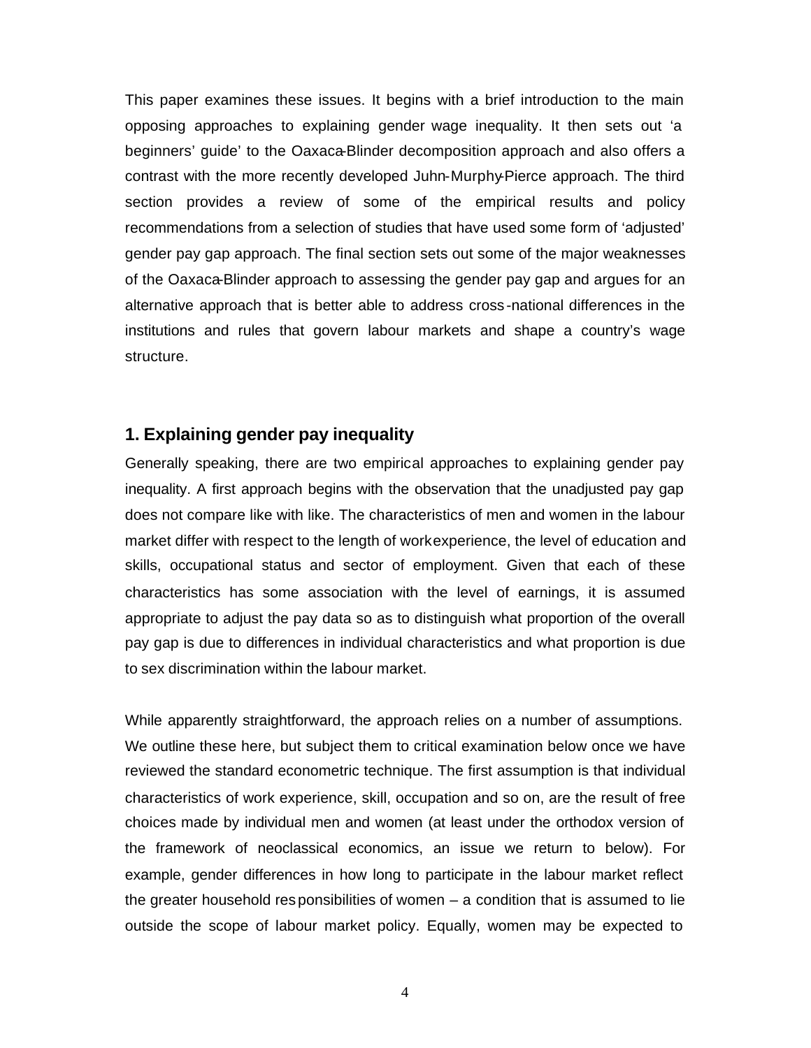This paper examines these issues. It begins with a brief introduction to the main opposing approaches to explaining gender wage inequality. It then sets out 'a beginners' guide' to the Oaxaca-Blinder decomposition approach and also offers a contrast with the more recently developed Juhn-Murphy-Pierce approach. The third section provides a review of some of the empirical results and policy recommendations from a selection of studies that have used some form of 'adjusted' gender pay gap approach. The final section sets out some of the major weaknesses of the Oaxaca-Blinder approach to assessing the gender pay gap and argues for an alternative approach that is better able to address cross-national differences in the institutions and rules that govern labour markets and shape a country's wage structure.

## 1. Explaining gender pay inequality

Generally speaking, there are two empirical approaches to explaining gender pay inequality. A first approach begins with the observation that the unadjusted pay gap does not compare like with like. The characteristics of men and women in the labour market differ with respect to the length of work experience, the level of education and skills, occupational status and sector of employment. Given that each of these characteristics has some association with the level of earnings, it is assumed appropriate to adjust the pay data so as to distinguish what proportion of the overall pay gap is due to differences in individual characteristics and what proportion is due to sex discrimination within the labour market.

While apparently straightforward, the approach relies on a number of assumptions. We outline these here, but subject them to critical examination below once we have reviewed the standard econometric technique. The first assumption is that individual characteristics of work experience, skill, occupation and so on, are the result of free choices made by individual men and women (at least under the orthodox version of the framework of neoclassical economics, an issue we return to below). For example, gender differences in how long to participate in the labour market reflect the greater household responsibilities of women – a condition that is assumed to lie outside the scope of labour market policy. Equally, women may be expected to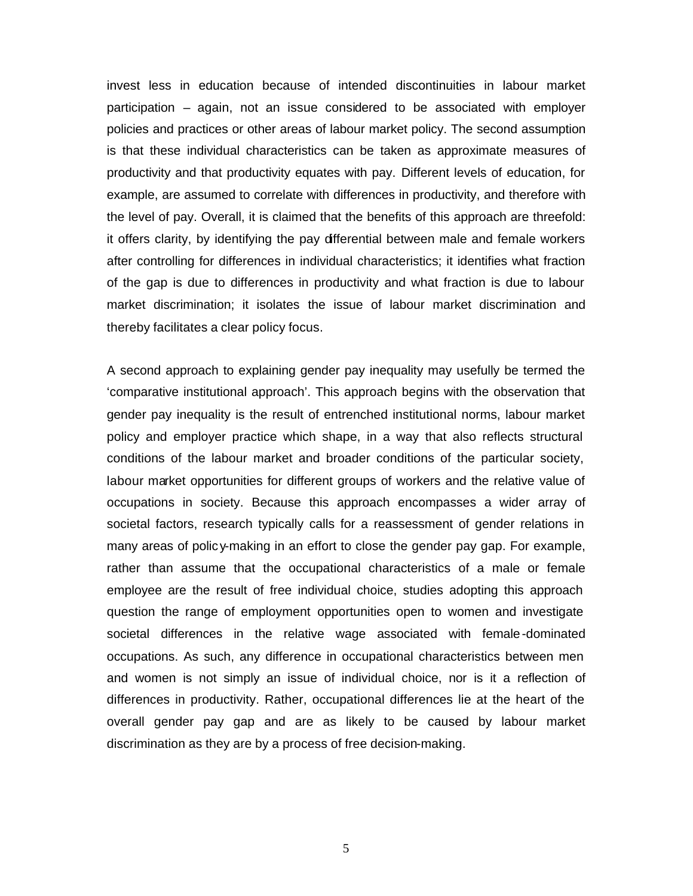invest less in education because of intended discontinuities in labour market participation – again, not an issue considered to be associated with employer policies and practices or other areas of labour market policy. The second assumption is that these individual characteristics can be taken as approximate measures of productivity and that productivity equates with pay. Different levels of education, for example, are assumed to correlate with differences in productivity, and therefore with the level of pay. Overall, it is claimed that the benefits of this approach are threefold: it offers clarity, by identifying the pay differential between male and female workers after controlling for differences in individual characteristics; it identifies what fraction of the gap is due to differences in productivity and what fraction is due to labour market discrimination; it isolates the issue of labour market discrimination and thereby facilitates a clear policy focus.

A second approach to explaining gender pay inequality may usefully be termed the 'comparative institutional approach'. This approach begins with the observation that gender pay inequality is the result of entrenched institutional norms, labour market policy and employer practice which shape, in a way that also reflects structural conditions of the labour market and broader conditions of the particular society, labour market opportunities for different groups of workers and the relative value of occupations in society. Because this approach encompasses a wider array of societal factors, research typically calls for a reassessment of gender relations in many areas of policy-making in an effort to close the gender pay gap. For example, rather than assume that the occupational characteristics of a male or female employee are the result of free individual choice, studies adopting this approach question the range of employment opportunities open to women and investigate societal differences in the relative wage associated with female-dominated occupations. As such, any difference in occupational characteristics between men and women is not simply an issue of individual choice, nor is it a reflection of differences in productivity. Rather, occupational differences lie at the heart of the overall gender pay gap and are as likely to be caused by labour market discrimination as they are by a process of free decision-making.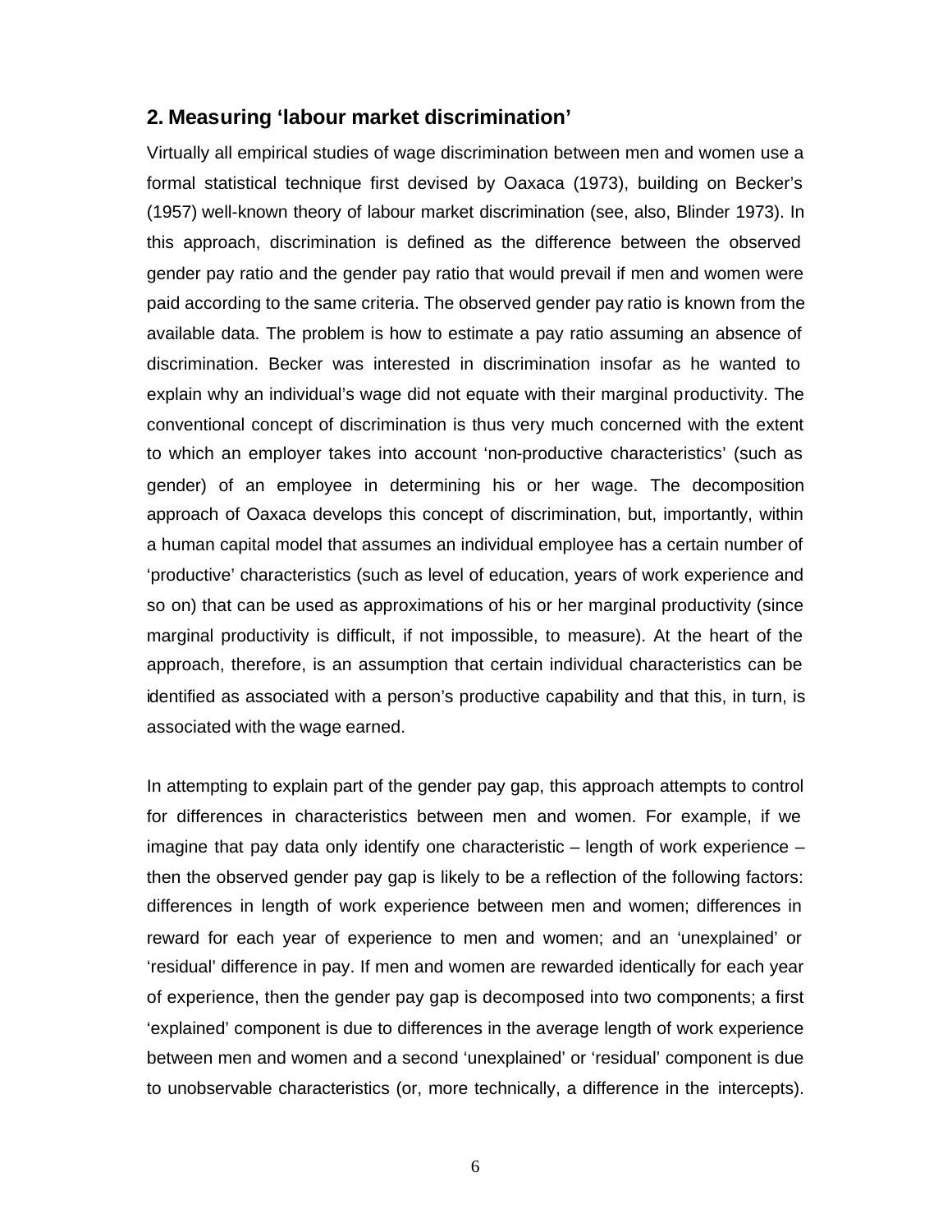## 2. Measuring 'labour market discrimination'

Virtually all empirical studies of wage discrimination between men and women use a formal statistical technique first devised by Oaxaca (1973), building on Becker's (1957) well-known theory of labour market discrimination (see, also, Blinder 1973). In this approach, discrimination is defined as the difference between the observed gender pay ratio and the gender pay ratio that would prevail if men and women were paid according to the same criteria. The observed gender pay ratio is known from the available data. The problem is how to estimate a pay ratio assuming an absence of discrimination. Becker was interested in discrimination insofar as he wanted to explain why an individual's wage did not equate with their marginal productivity. The conventional concept of discrimination is thus very much concerned with the extent to which an employer takes into account 'non-productive characteristics' (such as gender) of an employee in determining his or her wage. The decomposition approach of Oaxaca develops this concept of discrimination, but, importantly, within a human capital model that assumes an individual employee has a certain number of 'productive' characteristics (such as level of education, years of work experience and so on) that can be used as approximations of his or her marginal productivity (since marginal productivity is difficult, if not impossible, to measure). At the heart of the approach, therefore, is an assumption that certain individual characteristics can be identified as associated with a person's productive capability and that this, in turn, is associated with the wage earned.

In attempting to explain part of the gender pay gap, this approach attempts to control for differences in characteristics between men and women. For example, if we imagine that pay data only identify one characteristic – length of work experience – then the observed gender pay gap is likely to be a reflection of the following factors: differences in length of work experience between men and women; differences in reward for each year of experience to men and women; and an 'unexplained' or 'residual' difference in pay. If men and women are rewarded identically for each year of experience, then the gender pay gap is decomposed into two components; a first 'explained' component is due to differences in the average length of work experience between men and women and a second 'unexplained' or 'residual' component is due to unobservable characteristics (or, more technically, a difference in the intercepts).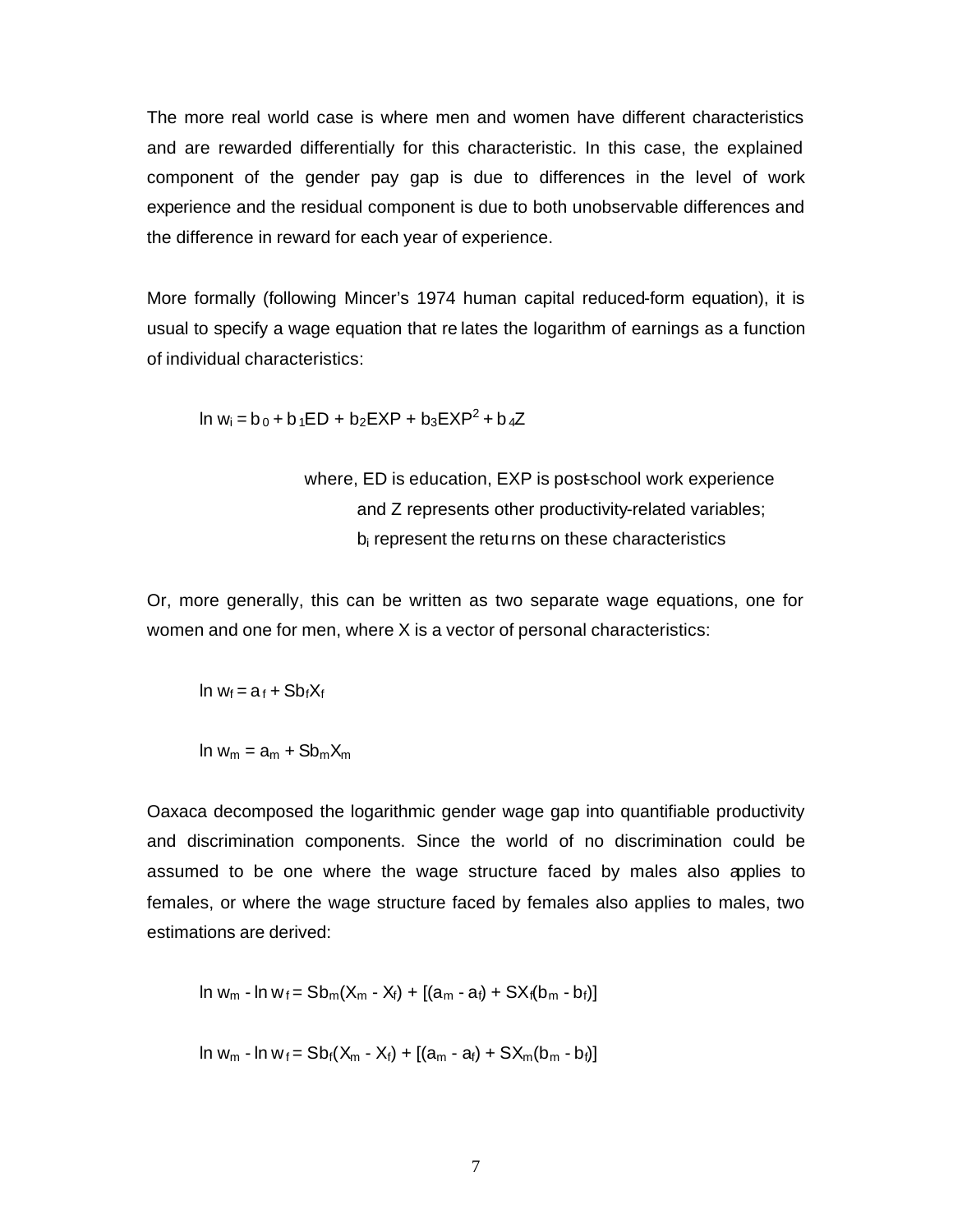The more real world case is where men and women have different characteristics and are rewarded differentially for this characteristic. In this case, the explained component of the gender pay gap is due to differences in the level of work experience and the residual component is due to both unobservable differences and the difference in reward for each year of experience.

More formally (following Mincer's 1974 human capital reduced-form equation), it is usual to specify a wage equation that relates the logarithm of earnings as a function of individual characteristics:

$$\ln w_i = b_0 + b_1 ED + b_2 EXP + b_3 EXP^2 + b_4 Z$$

where, ED is education, EXP is post-school work experience and Z represents other productivity-related variables; $b_i$ represent the returns on these characteristics

Or, more generally, this can be written as two separate wage equations, one for women and one for men, where X is a vector of personal characteristics:

$$\ln w_f = a_f + Sb_f X_f$$

$$\ln w_m = a_m + Sb_m X_m$$

Oaxaca decomposed the logarithmic gender wage gap into quantifiable productivity and discrimination components. Since the world of no discrimination could be assumed to be one where the wage structure faced by males also applies to females, or where the wage structure faced by females also applies to males, two estimations are derived:

$$\ln w_m - \ln w_f = Sb_m(X_m - X_f) + [(a_m - a_f) + SX_f(b_m - b_f)]$$

$$\ln w_m - \ln w_f = Sb_f(X_m - X_f) + [(a_m - a_f) + SX_m(b_m - b_f)]$$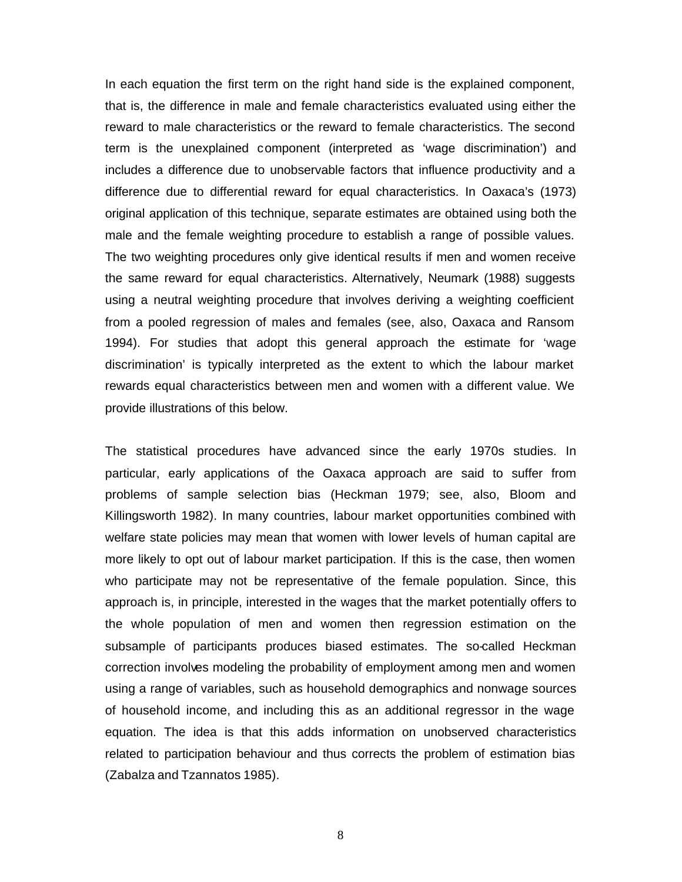In each equation the first term on the right hand side is the explained component, that is, the difference in male and female characteristics evaluated using either the reward to male characteristics or the reward to female characteristics. The second term is the unexplained component (interpreted as 'wage discrimination') and includes a difference due to unobservable factors that influence productivity and a difference due to differential reward for equal characteristics. In Oaxaca's (1973) original application of this technique, separate estimates are obtained using both the male and the female weighting procedure to establish a range of possible values. The two weighting procedures only give identical results if men and women receive the same reward for equal characteristics. Alternatively, Neumark (1988) suggests using a neutral weighting procedure that involves deriving a weighting coefficient from a pooled regression of males and females (see, also, Oaxaca and Ransom 1994). For studies that adopt this general approach the estimate for 'wage discrimination' is typically interpreted as the extent to which the labour market rewards equal characteristics between men and women with a different value. We provide illustrations of this below.

The statistical procedures have advanced since the early 1970s studies. In particular, early applications of the Oaxaca approach are said to suffer from problems of sample selection bias (Heckman 1979; see, also, Bloom and Killingsworth 1982). In many countries, labour market opportunities combined with welfare state policies may mean that women with lower levels of human capital are more likely to opt out of labour market participation. If this is the case, then women who participate may not be representative of the female population. Since, this approach is, in principle, interested in the wages that the market potentially offers to the whole population of men and women then regression estimation on the subsample of participants produces biased estimates. The so-called Heckman correction involves modeling the probability of employment among men and women using a range of variables, such as household demographics and nonwage sources of household income, and including this as an additional regressor in the wage equation. The idea is that this adds information on unobserved characteristics related to participation behaviour and thus corrects the problem of estimation bias (Zabalza and Tzannatos 1985).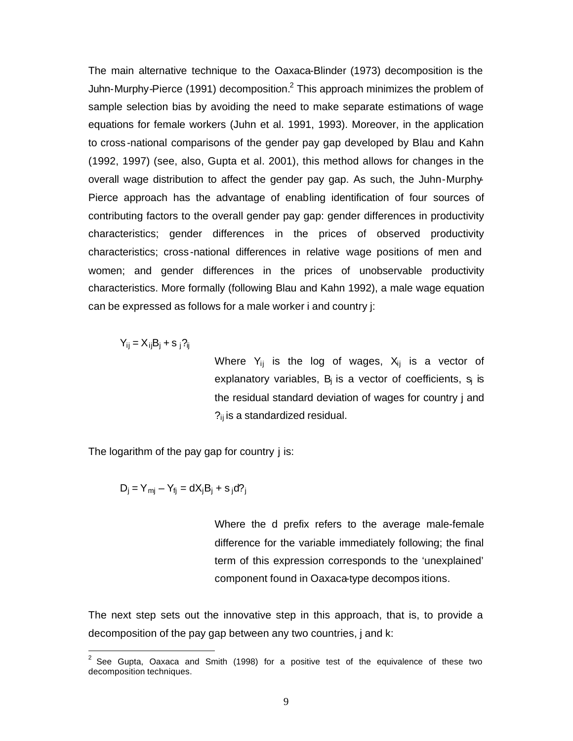The main alternative technique to the Oaxaca-Blinder (1973) decomposition is the Juhn-Murphy-Pierce (1991) decomposition.[2] This approach minimizes the problem of sample selection bias by avoiding the need to make separate estimations of wage equations for female workers (Juhn et al. 1991, 1993). Moreover, in the application to cross-national comparisons of the gender pay gap developed by Blau and Kahn (1992, 1997) (see, also, Gupta et al. 2001), this method allows for changes in the overall wage distribution to affect the gender pay gap. As such, the Juhn-Murphy-Pierce approach has the advantage of enabling identification of four sources of contributing factors to the overall gender pay gap: gender differences in productivity characteristics; gender differences in the prices of observed productivity characteristics; cross-national differences in relative wage positions of men and women; and gender differences in the prices of unobservable productivity characteristics. More formally (following Blau and Kahn 1992), a male wage equation can be expressed as follows for a male worker i and country j:

$$Y_{ij} = X_{ij}B_j + s_j?_{ij}$$

Where $Y_{ij}$ is the log of wages, $X_{ij}$ is a vector of explanatory variables, $B_j$ is a vector of coefficients, $s_j$ is the residual standard deviation of wages for country j and $?_{ij}$ is a standardized residual.

The logarithm of the pay gap for country j is:

$$D_j = Y_{mj} - Y_{fj} = dX_jB_j + s_j d?_j$$

Where the d prefix refers to the average male-female difference for the variable immediately following; the final term of this expression corresponds to the 'unexplained' component found in Oaxaca-type decompositions.

The next step sets out the innovative step in this approach, that is, to provide a decomposition of the pay gap between any two countries, j and k:

[2] See Gupta, Oaxaca and Smith (1998) for a positive test of the equivalence of these two decomposition techniques.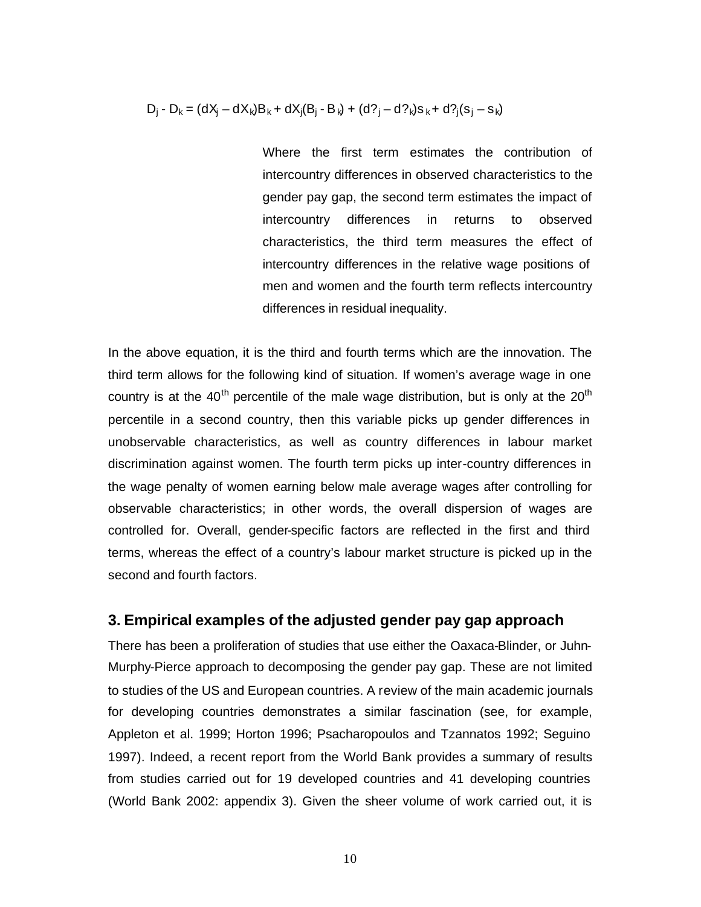$$D_j - D_k = (dX_j - dX_k)B_k + dX_j(B_j - B_k) + (d?_j - d?_k)s_k + d?_j(s_j - s_k)$$

Where the first term estimates the contribution of intercountry differences in observed characteristics to the gender pay gap, the second term estimates the impact of intercountry differences in returns to observed characteristics, the third term measures the effect of intercountry differences in the relative wage positions of men and women and the fourth term reflects intercountry differences in residual inequality.

In the above equation, it is the third and fourth terms which are the innovation. The third term allows for the following kind of situation. If women's average wage in one country is at the 40th percentile of the male wage distribution, but is only at the 20th percentile in a second country, then this variable picks up gender differences in unobservable characteristics, as well as country differences in labour market discrimination against women. The fourth term picks up inter-country differences in the wage penalty of women earning below male average wages after controlling for observable characteristics; in other words, the overall dispersion of wages are controlled for. Overall, gender-specific factors are reflected in the first and third terms, whereas the effect of a country's labour market structure is picked up in the second and fourth factors.

## 3. Empirical examples of the adjusted gender pay gap approach

There has been a proliferation of studies that use either the Oaxaca-Blinder, or Juhn-Murphy-Pierce approach to decomposing the gender pay gap. These are not limited to studies of the US and European countries. A review of the main academic journals for developing countries demonstrates a similar fascination (see, for example, Appleton et al. 1999; Horton 1996; Psacharopoulos and Tzannatos 1992; Seguino 1997). Indeed, a recent report from the World Bank provides a summary of results from studies carried out for 19 developed countries and 41 developing countries (World Bank 2002: appendix 3). Given the sheer volume of work carried out, it is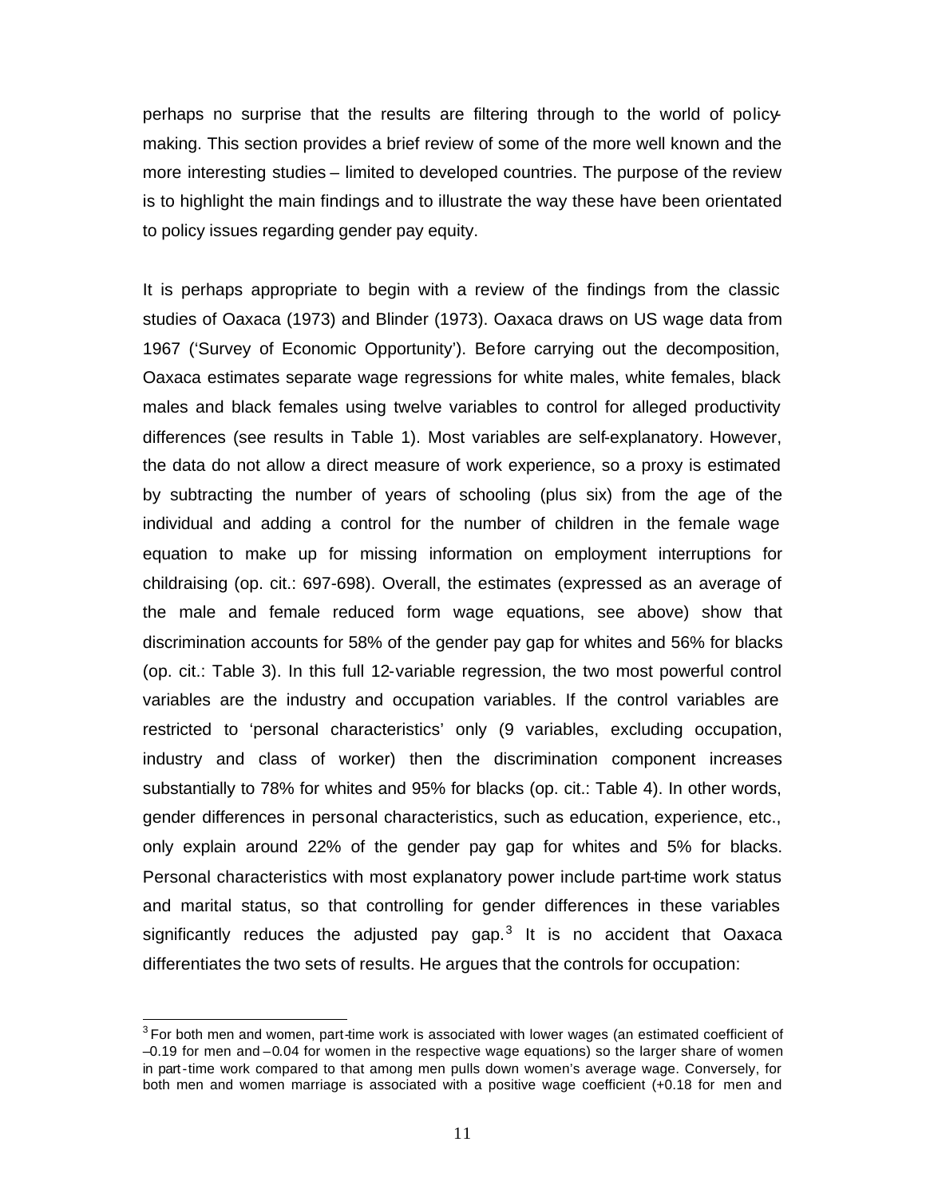perhaps no surprise that the results are filtering through to the world of policy-making. This section provides a brief review of some of the more well known and the more interesting studies – limited to developed countries. The purpose of the review is to highlight the main findings and to illustrate the way these have been orientated to policy issues regarding gender pay equity.

It is perhaps appropriate to begin with a review of the findings from the classic studies of Oaxaca (1973) and Blinder (1973). Oaxaca draws on US wage data from 1967 ('Survey of Economic Opportunity'). Before carrying out the decomposition, Oaxaca estimates separate wage regressions for white males, white females, black males and black females using twelve variables to control for alleged productivity differences (see results in Table 1). Most variables are self-explanatory. However, the data do not allow a direct measure of work experience, so a proxy is estimated by subtracting the number of years of schooling (plus six) from the age of the individual and adding a control for the number of children in the female wage equation to make up for missing information on employment interruptions for childraising (op. cit.: 697-698). Overall, the estimates (expressed as an average of the male and female reduced form wage equations, see above) show that discrimination accounts for 58% of the gender pay gap for whites and 56% for blacks (op. cit.: Table 3). In this full 12-variable regression, the two most powerful control variables are the industry and occupation variables. If the control variables are restricted to 'personal characteristics' only (9 variables, excluding occupation, industry and class of worker) then the discrimination component increases substantially to 78% for whites and 95% for blacks (op. cit.: Table 4). In other words, gender differences in personal characteristics, such as education, experience, etc., only explain around 22% of the gender pay gap for whites and 5% for blacks. Personal characteristics with most explanatory power include part-time work status and marital status, so that controlling for gender differences in these variables significantly reduces the adjusted pay gap.[3] It is no accident that Oaxaca differentiates the two sets of results. He argues that the controls for occupation:

[3] For both men and women, part-time work is associated with lower wages (an estimated coefficient of –0.19 for men and –0.04 for women in the respective wage equations) so the larger share of women in part-time work compared to that among men pulls down women's average wage. Conversely, for both men and women marriage is associated with a positive wage coefficient (+0.18 for men and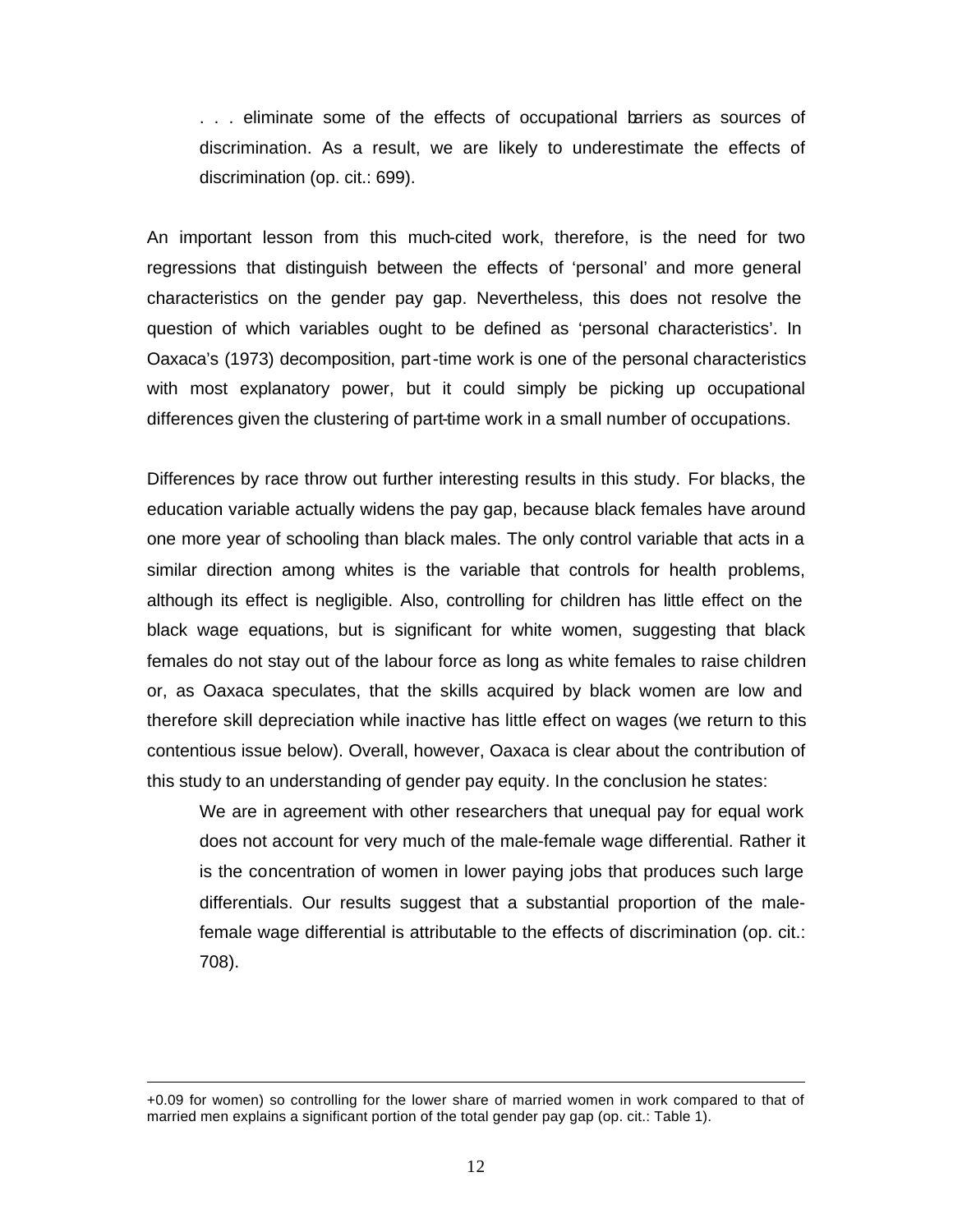> . . . eliminate some of the effects of occupational barriers as sources of discrimination. As a result, we are likely to underestimate the effects of discrimination (op. cit.: 699).

An important lesson from this much-cited work, therefore, is the need for two regressions that distinguish between the effects of 'personal' and more general characteristics on the gender pay gap. Nevertheless, this does not resolve the question of which variables ought to be defined as 'personal characteristics'. In Oaxaca's (1973) decomposition, part-time work is one of the personal characteristics with most explanatory power, but it could simply be picking up occupational differences given the clustering of part-time work in a small number of occupations.

Differences by race throw out further interesting results in this study. For blacks, the education variable actually widens the pay gap, because black females have around one more year of schooling than black males. The only control variable that acts in a similar direction among whites is the variable that controls for health problems, although its effect is negligible. Also, controlling for children has little effect on the black wage equations, but is significant for white women, suggesting that black females do not stay out of the labour force as long as white females to raise children or, as Oaxaca speculates, that the skills acquired by black women are low and therefore skill depreciation while inactive has little effect on wages (we return to this contentious issue below). Overall, however, Oaxaca is clear about the contribution of this study to an understanding of gender pay equity. In the conclusion he states:

> We are in agreement with other researchers that unequal pay for equal work does not account for very much of the male-female wage differential. Rather it is the concentration of women in lower paying jobs that produces such large differentials. Our results suggest that a substantial proportion of the male-female wage differential is attributable to the effects of discrimination (op. cit.: 708).

---

+0.09 for women) so controlling for the lower share of married women in work compared to that of married men explains a significant portion of the total gender pay gap (op. cit.: Table 1).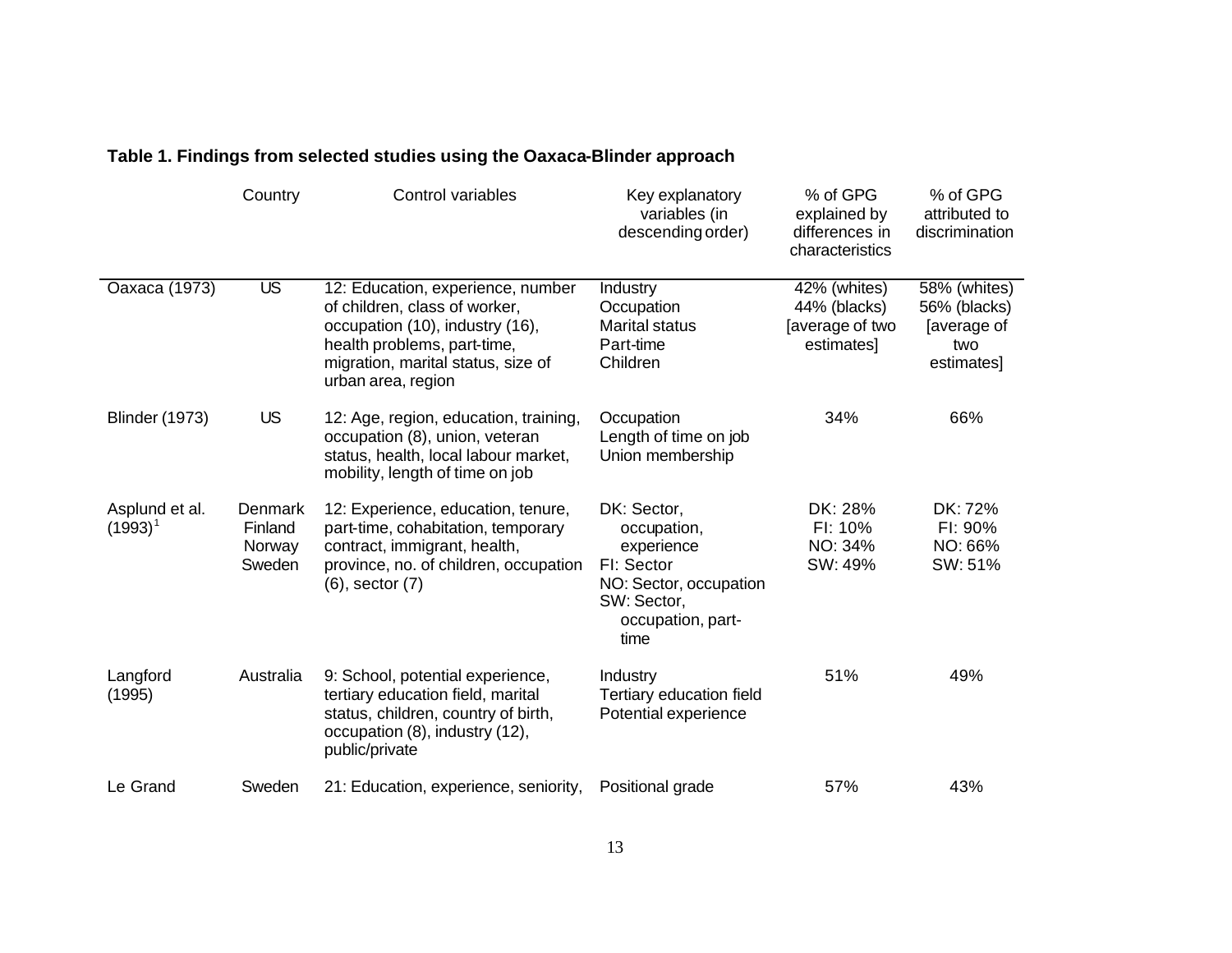**Table 1. Findings from selected studies using the Oaxaca-Blinder approach**

| | Country | Control variables | Key explanatory variables (in descending order) | % of GPG explained by differences in characteristics | % of GPG attributed to discrimination |
|---|---|---|---|---|---|
| Oaxaca (1973) | US | 12: Education, experience, number of children, class of worker, occupation (10), industry (16), health problems, part-time, migration, marital status, size of urban area, region | Industry<br>Occupation<br>Marital status<br>Part-time<br>Children | 42% (whites)<br>44% (blacks)<br>[average of two estimates] | 58% (whites)<br>56% (blacks)<br>[average of two estimates] |
| Blinder (1973) | US | 12: Age, region, education, training, occupation (8), union, veteran status, health, local labour market, mobility, length of time on job | Occupation<br>Length of time on job<br>Union membership | 34% | 66% |
| Asplund et al. (1993)[1] | Denmark<br>Finland<br>Norway<br>Sweden | 12: Experience, education, tenure, part-time, cohabitation, temporary contract, immigrant, health, province, no. of children, occupation (6), sector (7) | DK: Sector, occupation, experience<br>FI: Sector<br>NO: Sector, occupation<br>SW: Sector, occupation, part-time | DK: 28%<br>FI: 10%<br>NO: 34%<br>SW: 49% | DK: 72%<br>FI: 90%<br>NO: 66%<br>SW: 51% |
| Langford (1995) | Australia | 9: School, potential experience, tertiary education field, marital status, children, country of birth, occupation (8), industry (12), public/private | Industry<br>Tertiary education field<br>Potential experience | 51% | 49% |
| Le Grand | Sweden | 21: Education, experience, seniority, | Positional grade | 57% | 43% |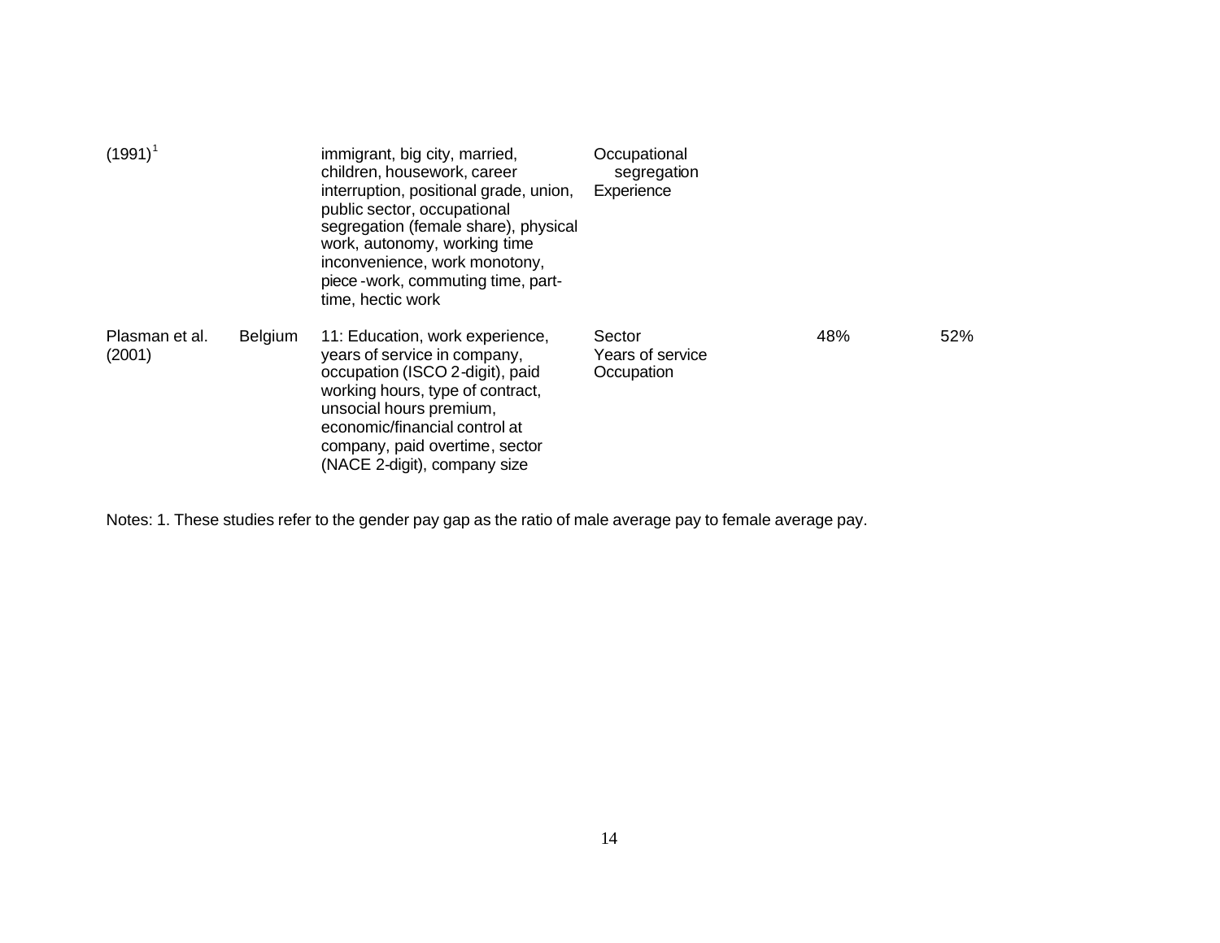| | | | | | |
|---|---|---|---|---|---|
| (1991)[1] | | immigrant, big city, married, children, housework, career interruption, positional grade, union, public sector, occupational segregation (female share), physical work, autonomy, working time inconvenience, work monotony, piece -work, commuting time, part-time, hectic work | Occupational segregation Experience | | |
| Plasman et al. (2001) | Belgium | 11: Education, work experience, years of service in company, occupation (ISCO 2-digit), paid working hours, type of contract, unsocial hours premium, economic/financial control at company, paid overtime, sector (NACE 2-digit), company size | Sector Years of service Occupation | 48% | 52% |

Notes: 1. These studies refer to the gender pay gap as the ratio of male average pay to female average pay.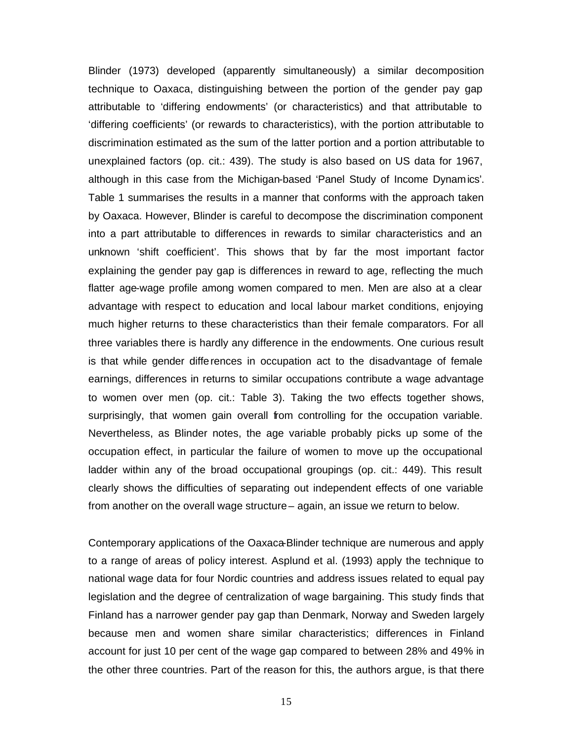Blinder (1973) developed (apparently simultaneously) a similar decomposition technique to Oaxaca, distinguishing between the portion of the gender pay gap attributable to 'differing endowments' (or characteristics) and that attributable to 'differing coefficients' (or rewards to characteristics), with the portion attributable to discrimination estimated as the sum of the latter portion and a portion attributable to unexplained factors (op. cit.: 439). The study is also based on US data for 1967, although in this case from the Michigan-based 'Panel Study of Income Dynamics'. Table 1 summarises the results in a manner that conforms with the approach taken by Oaxaca. However, Blinder is careful to decompose the discrimination component into a part attributable to differences in rewards to similar characteristics and an unknown 'shift coefficient'. This shows that by far the most important factor explaining the gender pay gap is differences in reward to age, reflecting the much flatter age-wage profile among women compared to men. Men are also at a clear advantage with respect to education and local labour market conditions, enjoying much higher returns to these characteristics than their female comparators. For all three variables there is hardly any difference in the endowments. One curious result is that while gender differences in occupation act to the disadvantage of female earnings, differences in returns to similar occupations contribute a wage advantage to women over men (op. cit.: Table 3). Taking the two effects together shows, surprisingly, that women gain overall from controlling for the occupation variable. Nevertheless, as Blinder notes, the age variable probably picks up some of the occupation effect, in particular the failure of women to move up the occupational ladder within any of the broad occupational groupings (op. cit.: 449). This result clearly shows the difficulties of separating out independent effects of one variable from another on the overall wage structure – again, an issue we return to below.

Contemporary applications of the Oaxaca-Blinder technique are numerous and apply to a range of areas of policy interest. Asplund et al. (1993) apply the technique to national wage data for four Nordic countries and address issues related to equal pay legislation and the degree of centralization of wage bargaining. This study finds that Finland has a narrower gender pay gap than Denmark, Norway and Sweden largely because men and women share similar characteristics; differences in Finland account for just 10 per cent of the wage gap compared to between 28% and 49% in the other three countries. Part of the reason for this, the authors argue, is that there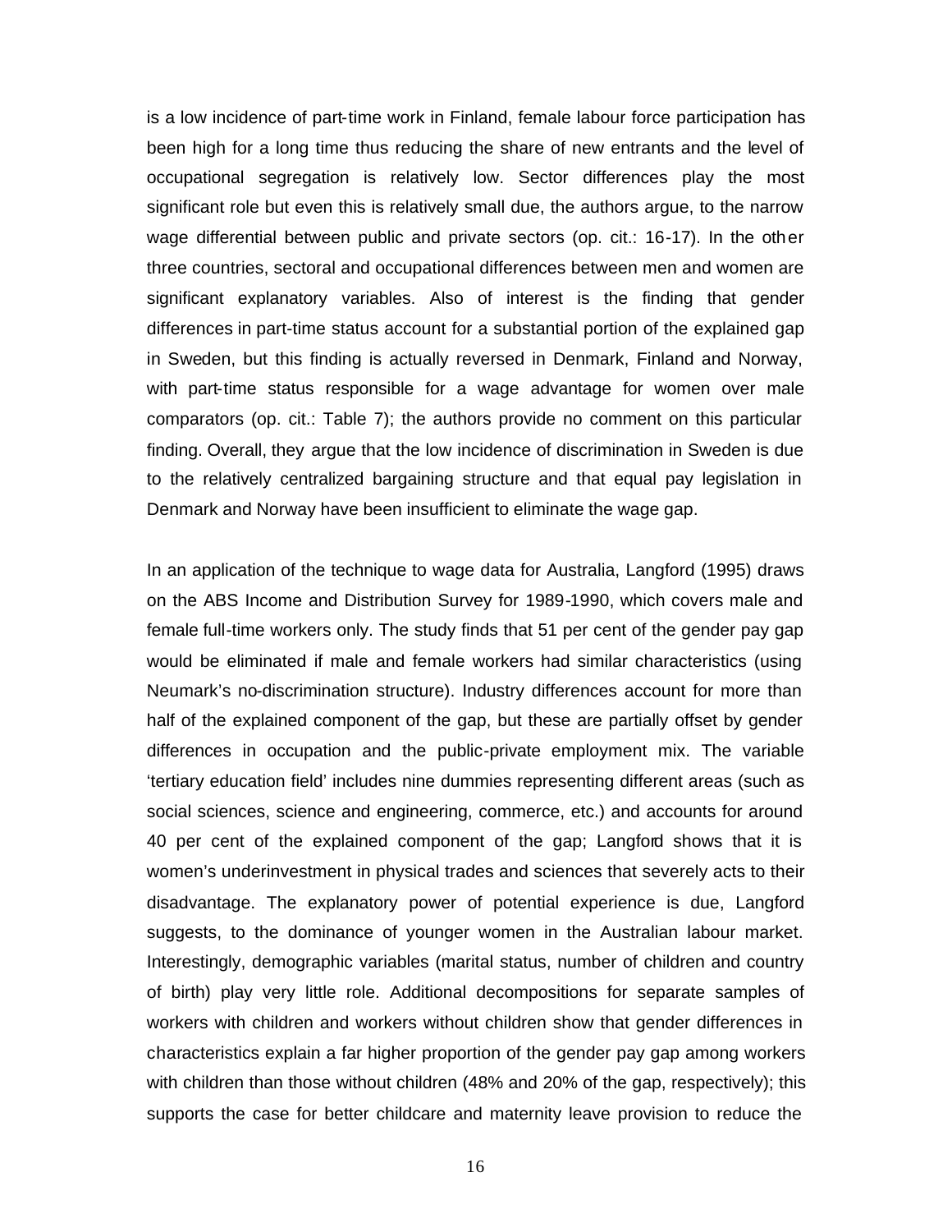is a low incidence of part-time work in Finland, female labour force participation has been high for a long time thus reducing the share of new entrants and the level of occupational segregation is relatively low. Sector differences play the most significant role but even this is relatively small due, the authors argue, to the narrow wage differential between public and private sectors (op. cit.: 16-17). In the other three countries, sectoral and occupational differences between men and women are significant explanatory variables. Also of interest is the finding that gender differences in part-time status account for a substantial portion of the explained gap in Sweden, but this finding is actually reversed in Denmark, Finland and Norway, with part-time status responsible for a wage advantage for women over male comparators (op. cit.: Table 7); the authors provide no comment on this particular finding. Overall, they argue that the low incidence of discrimination in Sweden is due to the relatively centralized bargaining structure and that equal pay legislation in Denmark and Norway have been insufficient to eliminate the wage gap.

In an application of the technique to wage data for Australia, Langford (1995) draws on the ABS Income and Distribution Survey for 1989-1990, which covers male and female full-time workers only. The study finds that 51 per cent of the gender pay gap would be eliminated if male and female workers had similar characteristics (using Neumark's no-discrimination structure). Industry differences account for more than half of the explained component of the gap, but these are partially offset by gender differences in occupation and the public-private employment mix. The variable 'tertiary education field' includes nine dummies representing different areas (such as social sciences, science and engineering, commerce, etc.) and accounts for around 40 per cent of the explained component of the gap; Langford shows that it is women's underinvestment in physical trades and sciences that severely acts to their disadvantage. The explanatory power of potential experience is due, Langford suggests, to the dominance of younger women in the Australian labour market. Interestingly, demographic variables (marital status, number of children and country of birth) play very little role. Additional decompositions for separate samples of workers with children and workers without children show that gender differences in characteristics explain a far higher proportion of the gender pay gap among workers with children than those without children (48% and 20% of the gap, respectively); this supports the case for better childcare and maternity leave provision to reduce the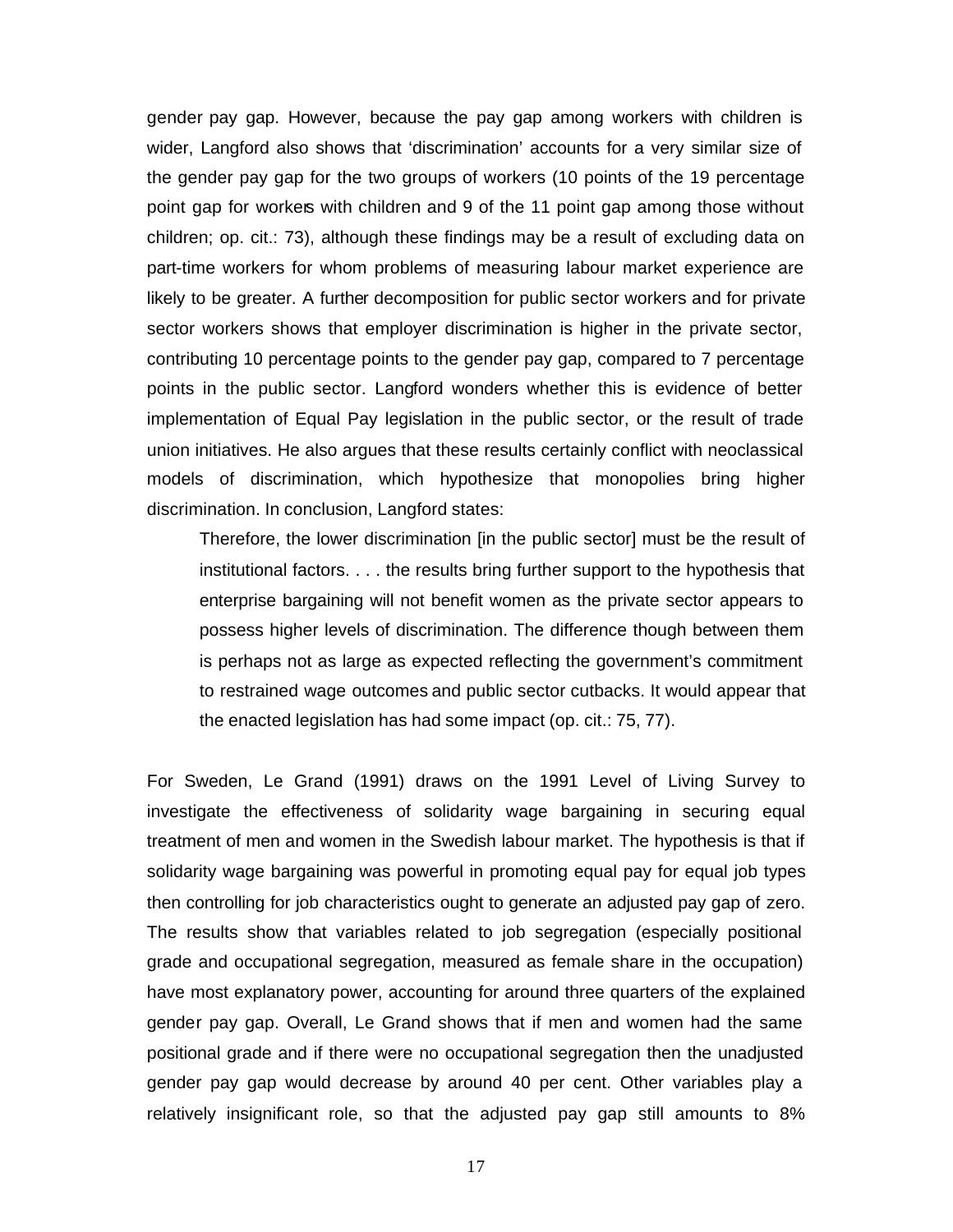gender pay gap. However, because the pay gap among workers with children is wider, Langford also shows that 'discrimination' accounts for a very similar size of the gender pay gap for the two groups of workers (10 points of the 19 percentage point gap for workers with children and 9 of the 11 point gap among those without children; op. cit.: 73), although these findings may be a result of excluding data on part-time workers for whom problems of measuring labour market experience are likely to be greater. A further decomposition for public sector workers and for private sector workers shows that employer discrimination is higher in the private sector, contributing 10 percentage points to the gender pay gap, compared to 7 percentage points in the public sector. Langford wonders whether this is evidence of better implementation of Equal Pay legislation in the public sector, or the result of trade union initiatives. He also argues that these results certainly conflict with neoclassical models of discrimination, which hypothesize that monopolies bring higher discrimination. In conclusion, Langford states:

> Therefore, the lower discrimination [in the public sector] must be the result of institutional factors. . . . the results bring further support to the hypothesis that enterprise bargaining will not benefit women as the private sector appears to possess higher levels of discrimination. The difference though between them is perhaps not as large as expected reflecting the government's commitment to restrained wage outcomes and public sector cutbacks. It would appear that the enacted legislation has had some impact (op. cit.: 75, 77).

For Sweden, Le Grand (1991) draws on the 1991 Level of Living Survey to investigate the effectiveness of solidarity wage bargaining in securing equal treatment of men and women in the Swedish labour market. The hypothesis is that if solidarity wage bargaining was powerful in promoting equal pay for equal job types then controlling for job characteristics ought to generate an adjusted pay gap of zero. The results show that variables related to job segregation (especially positional grade and occupational segregation, measured as female share in the occupation) have most explanatory power, accounting for around three quarters of the explained gender pay gap. Overall, Le Grand shows that if men and women had the same positional grade and if there were no occupational segregation then the unadjusted gender pay gap would decrease by around 40 per cent. Other variables play a relatively insignificant role, so that the adjusted pay gap still amounts to 8%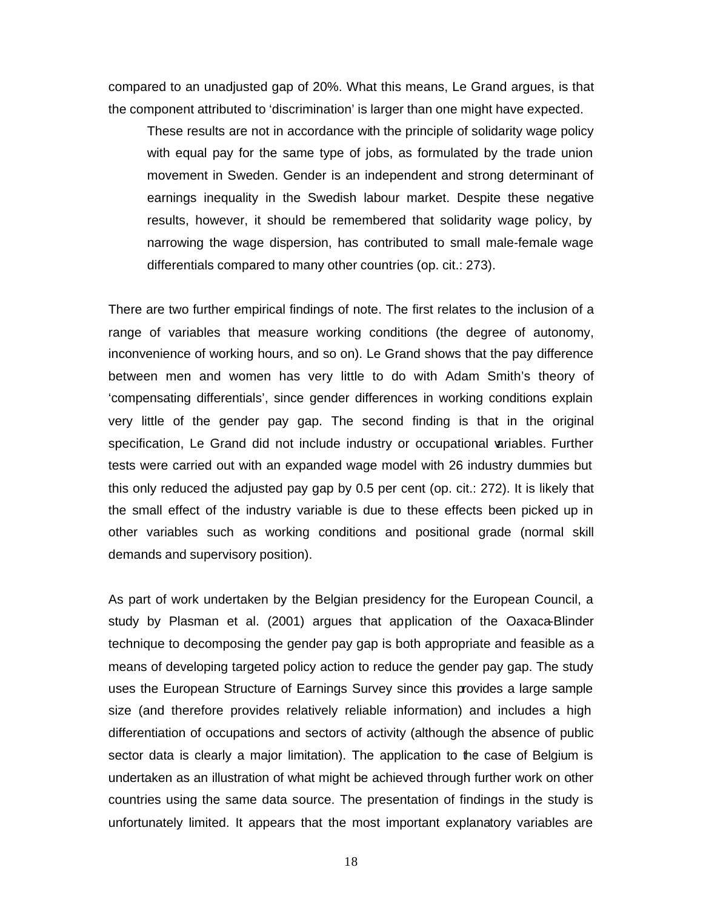compared to an unadjusted gap of 20%. What this means, Le Grand argues, is that the component attributed to 'discrimination' is larger than one might have expected.

> These results are not in accordance with the principle of solidarity wage policy with equal pay for the same type of jobs, as formulated by the trade union movement in Sweden. Gender is an independent and strong determinant of earnings inequality in the Swedish labour market. Despite these negative results, however, it should be remembered that solidarity wage policy, by narrowing the wage dispersion, has contributed to small male-female wage differentials compared to many other countries (op. cit.: 273).

There are two further empirical findings of note. The first relates to the inclusion of a range of variables that measure working conditions (the degree of autonomy, inconvenience of working hours, and so on). Le Grand shows that the pay difference between men and women has very little to do with Adam Smith's theory of 'compensating differentials', since gender differences in working conditions explain very little of the gender pay gap. The second finding is that in the original specification, Le Grand did not include industry or occupational variables. Further tests were carried out with an expanded wage model with 26 industry dummies but this only reduced the adjusted pay gap by 0.5 per cent (op. cit.: 272). It is likely that the small effect of the industry variable is due to these effects been picked up in other variables such as working conditions and positional grade (normal skill demands and supervisory position).

As part of work undertaken by the Belgian presidency for the European Council, a study by Plasman et al. (2001) argues that application of the Oaxaca-Blinder technique to decomposing the gender pay gap is both appropriate and feasible as a means of developing targeted policy action to reduce the gender pay gap. The study uses the European Structure of Earnings Survey since this provides a large sample size (and therefore provides relatively reliable information) and includes a high differentiation of occupations and sectors of activity (although the absence of public sector data is clearly a major limitation). The application to the case of Belgium is undertaken as an illustration of what might be achieved through further work on other countries using the same data source. The presentation of findings in the study is unfortunately limited. It appears that the most important explanatory variables are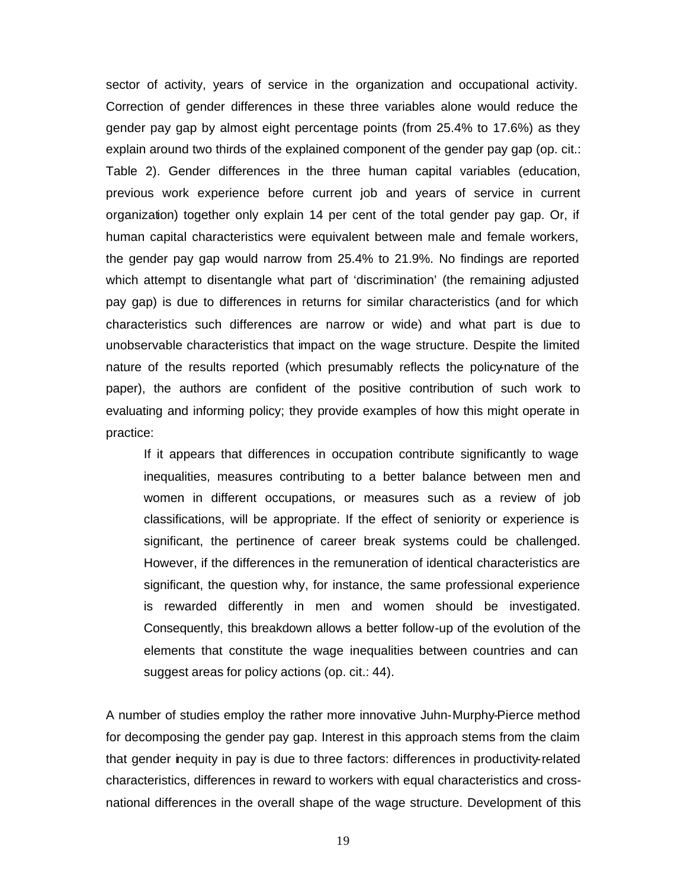sector of activity, years of service in the organization and occupational activity. Correction of gender differences in these three variables alone would reduce the gender pay gap by almost eight percentage points (from 25.4% to 17.6%) as they explain around two thirds of the explained component of the gender pay gap (op. cit.: Table 2). Gender differences in the three human capital variables (education, previous work experience before current job and years of service in current organization) together only explain 14 per cent of the total gender pay gap. Or, if human capital characteristics were equivalent between male and female workers, the gender pay gap would narrow from 25.4% to 21.9%. No findings are reported which attempt to disentangle what part of 'discrimination' (the remaining adjusted pay gap) is due to differences in returns for similar characteristics (and for which characteristics such differences are narrow or wide) and what part is due to unobservable characteristics that impact on the wage structure. Despite the limited nature of the results reported (which presumably reflects the policy-nature of the paper), the authors are confident of the positive contribution of such work to evaluating and informing policy; they provide examples of how this might operate in practice:

> If it appears that differences in occupation contribute significantly to wage inequalities, measures contributing to a better balance between men and women in different occupations, or measures such as a review of job classifications, will be appropriate. If the effect of seniority or experience is significant, the pertinence of career break systems could be challenged. However, if the differences in the remuneration of identical characteristics are significant, the question why, for instance, the same professional experience is rewarded differently in men and women should be investigated. Consequently, this breakdown allows a better follow-up of the evolution of the elements that constitute the wage inequalities between countries and can suggest areas for policy actions (op. cit.: 44).

A number of studies employ the rather more innovative Juhn-Murphy-Pierce method for decomposing the gender pay gap. Interest in this approach stems from the claim that gender inequity in pay is due to three factors: differences in productivity-related characteristics, differences in reward to workers with equal characteristics and cross-national differences in the overall shape of the wage structure. Development of this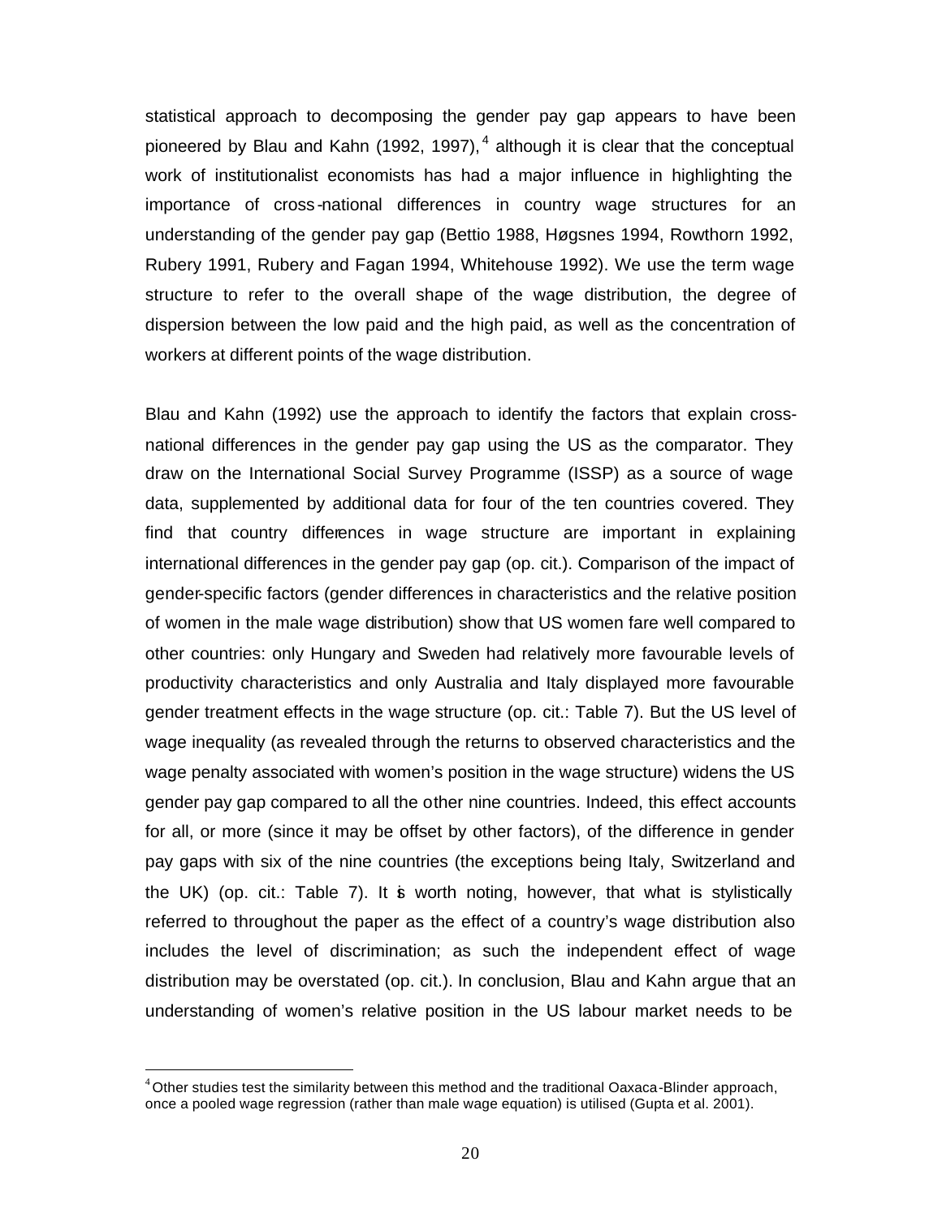statistical approach to decomposing the gender pay gap appears to have been pioneered by Blau and Kahn (1992, 1997),[4] although it is clear that the conceptual work of institutionalist economists has had a major influence in highlighting the importance of cross-national differences in country wage structures for an understanding of the gender pay gap (Bettio 1988, Høgsnes 1994, Rowthorn 1992, Rubery 1991, Rubery and Fagan 1994, Whitehouse 1992). We use the term wage structure to refer to the overall shape of the wage distribution, the degree of dispersion between the low paid and the high paid, as well as the concentration of workers at different points of the wage distribution.

Blau and Kahn (1992) use the approach to identify the factors that explain cross-national differences in the gender pay gap using the US as the comparator. They draw on the International Social Survey Programme (ISSP) as a source of wage data, supplemented by additional data for four of the ten countries covered. They find that country differences in wage structure are important in explaining international differences in the gender pay gap (op. cit.). Comparison of the impact of gender-specific factors (gender differences in characteristics and the relative position of women in the male wage distribution) show that US women fare well compared to other countries: only Hungary and Sweden had relatively more favourable levels of productivity characteristics and only Australia and Italy displayed more favourable gender treatment effects in the wage structure (op. cit.: Table 7). But the US level of wage inequality (as revealed through the returns to observed characteristics and the wage penalty associated with women's position in the wage structure) widens the US gender pay gap compared to all the other nine countries. Indeed, this effect accounts for all, or more (since it may be offset by other factors), of the difference in gender pay gaps with six of the nine countries (the exceptions being Italy, Switzerland and the UK) (op. cit.: Table 7). It is worth noting, however, that what is stylistically referred to throughout the paper as the effect of a country's wage distribution also includes the level of discrimination; as such the independent effect of wage distribution may be overstated (op. cit.). In conclusion, Blau and Kahn argue that an understanding of women's relative position in the US labour market needs to be

[4] Other studies test the similarity between this method and the traditional Oaxaca-Blinder approach, once a pooled wage regression (rather than male wage equation) is utilised (Gupta et al. 2001).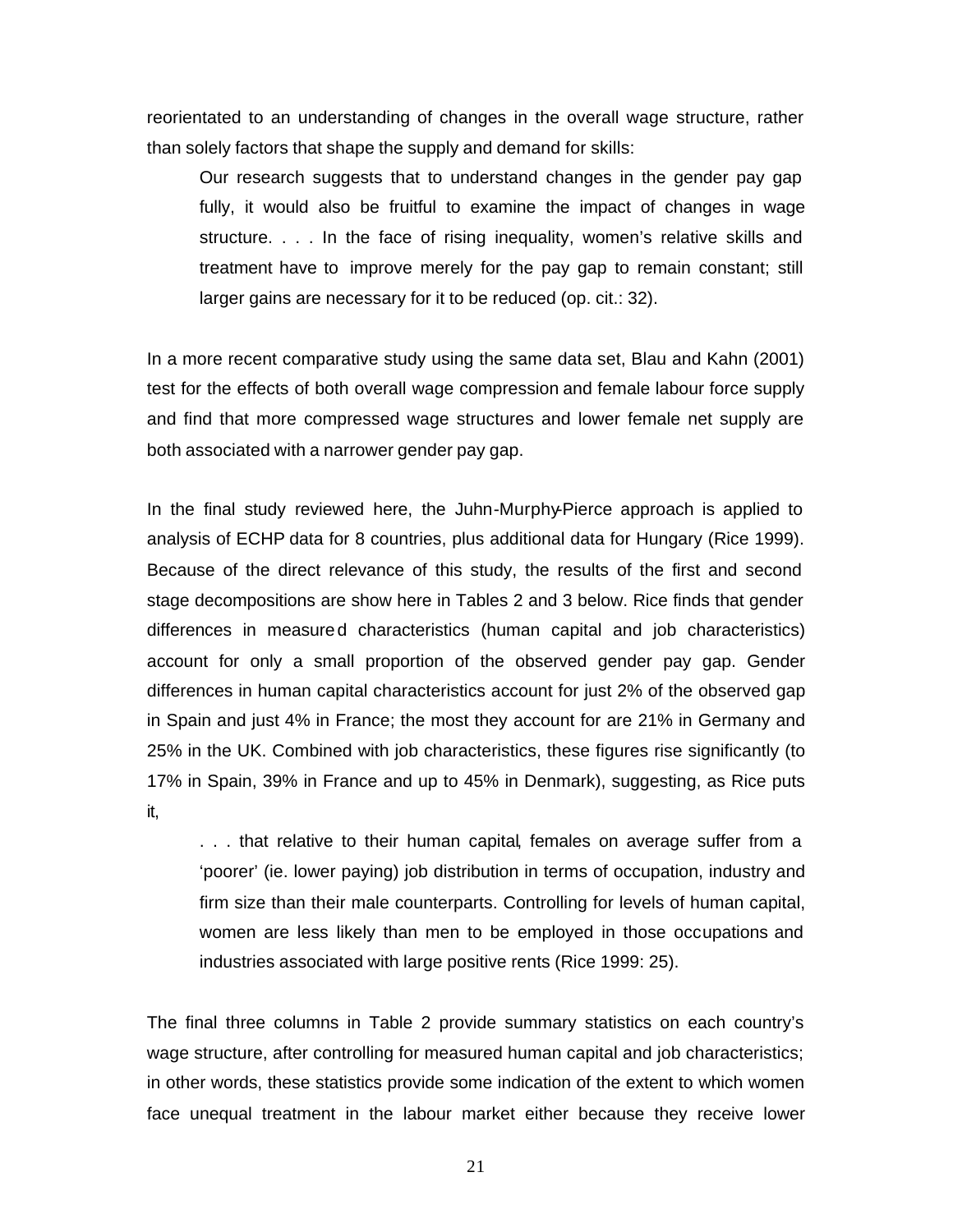reorientated to an understanding of changes in the overall wage structure, rather than solely factors that shape the supply and demand for skills:

> Our research suggests that to understand changes in the gender pay gap fully, it would also be fruitful to examine the impact of changes in wage structure. . . . In the face of rising inequality, women's relative skills and treatment have to improve merely for the pay gap to remain constant; still larger gains are necessary for it to be reduced (op. cit.: 32).

In a more recent comparative study using the same data set, Blau and Kahn (2001) test for the effects of both overall wage compression and female labour force supply and find that more compressed wage structures and lower female net supply are both associated with a narrower gender pay gap.

In the final study reviewed here, the Juhn-Murphy-Pierce approach is applied to analysis of ECHP data for 8 countries, plus additional data for Hungary (Rice 1999). Because of the direct relevance of this study, the results of the first and second stage decompositions are show here in Tables 2 and 3 below. Rice finds that gender differences in measured characteristics (human capital and job characteristics) account for only a small proportion of the observed gender pay gap. Gender differences in human capital characteristics account for just 2% of the observed gap in Spain and just 4% in France; the most they account for are 21% in Germany and 25% in the UK. Combined with job characteristics, these figures rise significantly (to 17% in Spain, 39% in France and up to 45% in Denmark), suggesting, as Rice puts it,

> . . . that relative to their human capital, females on average suffer from a 'poorer' (ie. lower paying) job distribution in terms of occupation, industry and firm size than their male counterparts. Controlling for levels of human capital, women are less likely than men to be employed in those occupations and industries associated with large positive rents (Rice 1999: 25).

The final three columns in Table 2 provide summary statistics on each country's wage structure, after controlling for measured human capital and job characteristics; in other words, these statistics provide some indication of the extent to which women face unequal treatment in the labour market either because they receive lower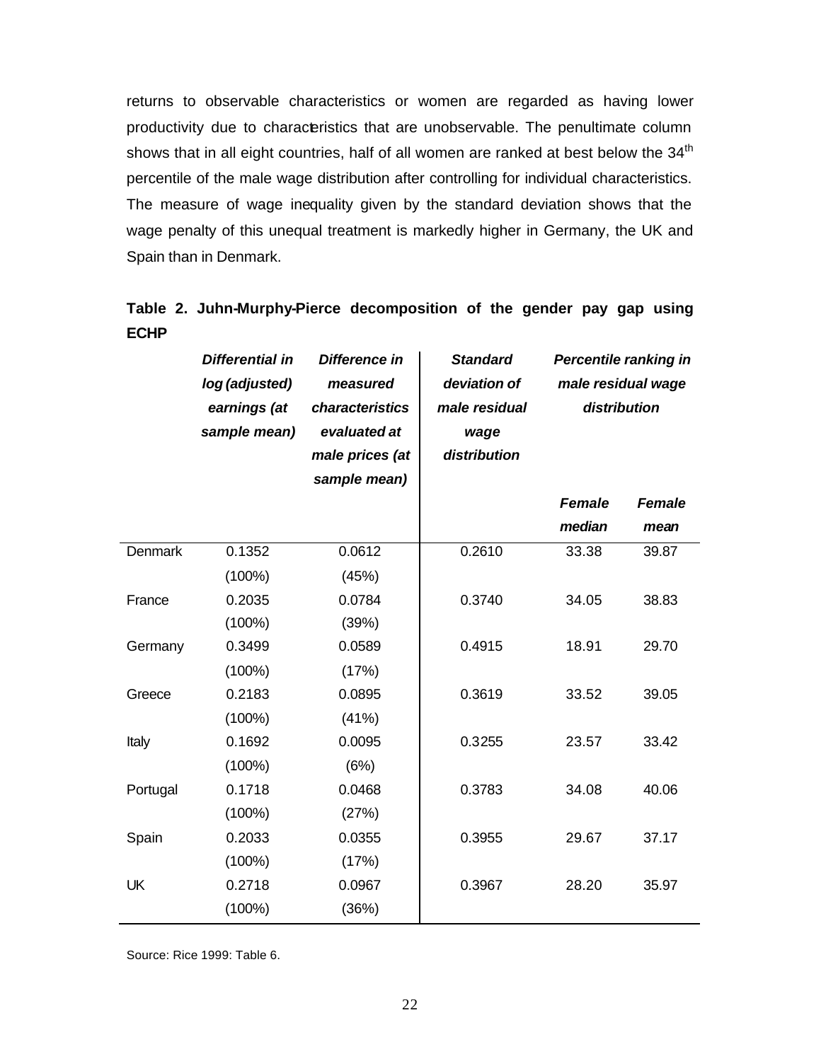returns to observable characteristics or women are regarded as having lower productivity due to characteristics that are unobservable. The penultimate column shows that in all eight countries, half of all women are ranked at best below the 34$^{th}$ percentile of the male wage distribution after controlling for individual characteristics. The measure of wage inequality given by the standard deviation shows that the wage penalty of this unequal treatment is markedly higher in Germany, the UK and Spain than in Denmark.

**Table 2. Juhn-Murphy-Pierce decomposition of the gender pay gap using ECHP**

| | *Differential in log (adjusted) earnings (at sample mean)* | *Difference in measured characteristics evaluated at male prices (at sample mean)* | *Standard deviation of male residual wage distribution* | *Percentile ranking in male residual wage distribution* | |
|---|---|---|---|---|---|
| | | | | *Female median* | *Female mean* |
| Denmark | 0.1352 (100%) | 0.0612 (45%) | 0.2610 | 33.38 | 39.87 |
| France | 0.2035 (100%) | 0.0784 (39%) | 0.3740 | 34.05 | 38.83 |
| Germany | 0.3499 (100%) | 0.0589 (17%) | 0.4915 | 18.91 | 29.70 |
| Greece | 0.2183 (100%) | 0.0895 (41%) | 0.3619 | 33.52 | 39.05 |
| Italy | 0.1692 (100%) | 0.0095 (6%) | 0.3255 | 23.57 | 33.42 |
| Portugal | 0.1718 (100%) | 0.0468 (27%) | 0.3783 | 34.08 | 40.06 |
| Spain | 0.2033 (100%) | 0.0355 (17%) | 0.3955 | 29.67 | 37.17 |
| UK | 0.2718 (100%) | 0.0967 (36%) | 0.3967 | 28.20 | 35.97 |

Source: Rice 1999: Table 6.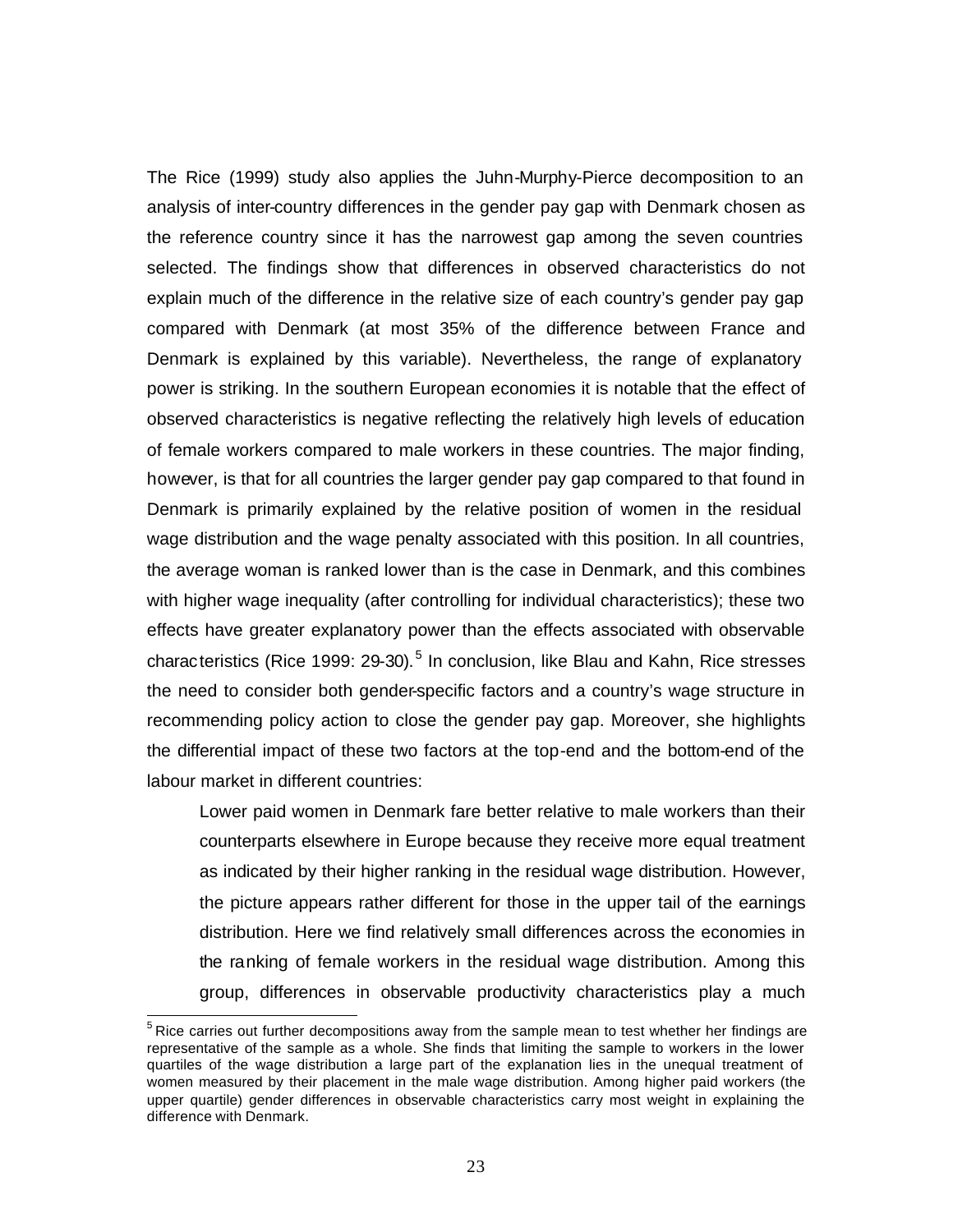The Rice (1999) study also applies the Juhn-Murphy-Pierce decomposition to an analysis of inter-country differences in the gender pay gap with Denmark chosen as the reference country since it has the narrowest gap among the seven countries selected. The findings show that differences in observed characteristics do not explain much of the difference in the relative size of each country's gender pay gap compared with Denmark (at most 35% of the difference between France and Denmark is explained by this variable). Nevertheless, the range of explanatory power is striking. In the southern European economies it is notable that the effect of observed characteristics is negative reflecting the relatively high levels of education of female workers compared to male workers in these countries. The major finding, however, is that for all countries the larger gender pay gap compared to that found in Denmark is primarily explained by the relative position of women in the residual wage distribution and the wage penalty associated with this position. In all countries, the average woman is ranked lower than is the case in Denmark, and this combines with higher wage inequality (after controlling for individual characteristics); these two effects have greater explanatory power than the effects associated with observable characteristics (Rice 1999: 29-30).[5] In conclusion, like Blau and Kahn, Rice stresses the need to consider both gender-specific factors and a country's wage structure in recommending policy action to close the gender pay gap. Moreover, she highlights the differential impact of these two factors at the top-end and the bottom-end of the labour market in different countries:

> Lower paid women in Denmark fare better relative to male workers than their counterparts elsewhere in Europe because they receive more equal treatment as indicated by their higher ranking in the residual wage distribution. However, the picture appears rather different for those in the upper tail of the earnings distribution. Here we find relatively small differences across the economies in the ranking of female workers in the residual wage distribution. Among this group, differences in observable productivity characteristics play a much

[5] Rice carries out further decompositions away from the sample mean to test whether her findings are representative of the sample as a whole. She finds that limiting the sample to workers in the lower quartiles of the wage distribution a large part of the explanation lies in the unequal treatment of women measured by their placement in the male wage distribution. Among higher paid workers (the upper quartile) gender differences in observable characteristics carry most weight in explaining the difference with Denmark.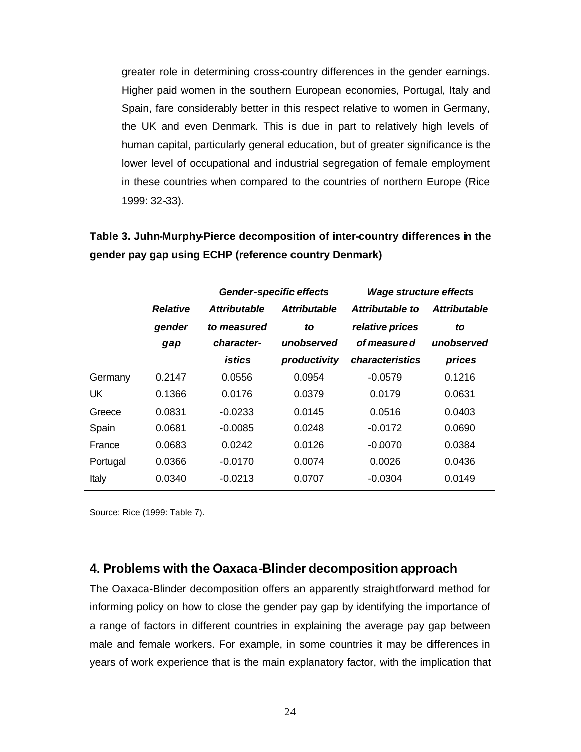greater role in determining cross-country differences in the gender earnings. Higher paid women in the southern European economies, Portugal, Italy and Spain, fare considerably better in this respect relative to women in Germany, the UK and even Denmark. This is due in part to relatively high levels of human capital, particularly general education, but of greater significance is the lower level of occupational and industrial segregation of female employment in these countries when compared to the countries of northern Europe (Rice 1999: 32-33).

**Table 3. Juhn-Murphy-Pierce decomposition of inter-country differences in the gender pay gap using ECHP (reference country Denmark)**

| | | *Gender-specific effects* | | *Wage structure effects* | |
|---|---|---|---|---|---|
| | ***Relative gender gap*** | ***Attributable to measured character-istics*** | ***Attributable to unobserved productivity*** | ***Attributable to relative prices of measured characteristics*** | ***Attributable to unobserved prices*** |
| Germany | 0.2147 | 0.0556 | 0.0954 | -0.0579 | 0.1216 |
| UK | 0.1366 | 0.0176 | 0.0379 | 0.0179 | 0.0631 |
| Greece | 0.0831 | -0.0233 | 0.0145 | 0.0516 | 0.0403 |
| Spain | 0.0681 | -0.0085 | 0.0248 | -0.0172 | 0.0690 |
| France | 0.0683 | 0.0242 | 0.0126 | -0.0070 | 0.0384 |
| Portugal | 0.0366 | -0.0170 | 0.0074 | 0.0026 | 0.0436 |
| Italy | 0.0340 | -0.0213 | 0.0707 | -0.0304 | 0.0149 |

Source: Rice (1999: Table 7).

## 4. Problems with the Oaxaca-Blinder decomposition approach

The Oaxaca-Blinder decomposition offers an apparently straightforward method for informing policy on how to close the gender pay gap by identifying the importance of a range of factors in different countries in explaining the average pay gap between male and female workers. For example, in some countries it may be differences in years of work experience that is the main explanatory factor, with the implication that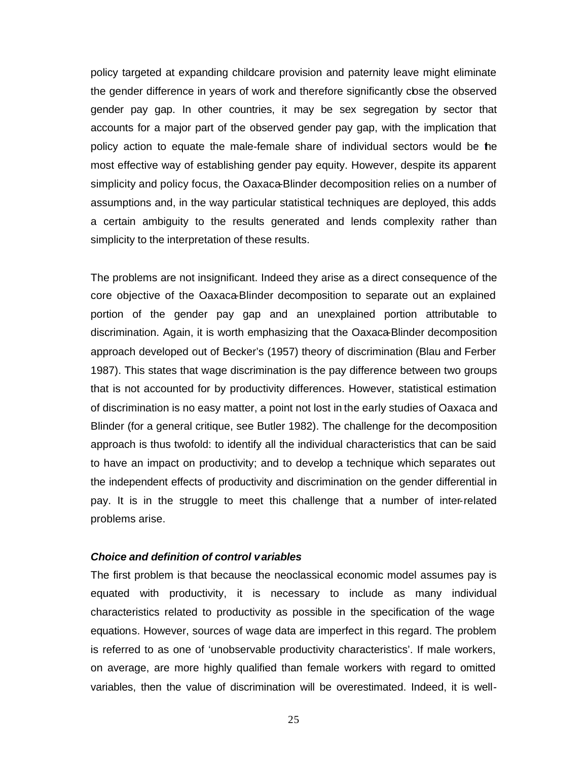policy targeted at expanding childcare provision and paternity leave might eliminate the gender difference in years of work and therefore significantly close the observed gender pay gap. In other countries, it may be sex segregation by sector that accounts for a major part of the observed gender pay gap, with the implication that policy action to equate the male-female share of individual sectors would be the most effective way of establishing gender pay equity. However, despite its apparent simplicity and policy focus, the Oaxaca-Blinder decomposition relies on a number of assumptions and, in the way particular statistical techniques are deployed, this adds a certain ambiguity to the results generated and lends complexity rather than simplicity to the interpretation of these results.

The problems are not insignificant. Indeed they arise as a direct consequence of the core objective of the Oaxaca-Blinder decomposition to separate out an explained portion of the gender pay gap and an unexplained portion attributable to discrimination. Again, it is worth emphasizing that the Oaxaca-Blinder decomposition approach developed out of Becker's (1957) theory of discrimination (Blau and Ferber 1987). This states that wage discrimination is the pay difference between two groups that is not accounted for by productivity differences. However, statistical estimation of discrimination is no easy matter, a point not lost in the early studies of Oaxaca and Blinder (for a general critique, see Butler 1982). The challenge for the decomposition approach is thus twofold: to identify all the individual characteristics that can be said to have an impact on productivity; and to develop a technique which separates out the independent effects of productivity and discrimination on the gender differential in pay. It is in the struggle to meet this challenge that a number of inter-related problems arise.

### *Choice and definition of control variables*

The first problem is that because the neoclassical economic model assumes pay is equated with productivity, it is necessary to include as many individual characteristics related to productivity as possible in the specification of the wage equations. However, sources of wage data are imperfect in this regard. The problem is referred to as one of 'unobservable productivity characteristics'. If male workers, on average, are more highly qualified than female workers with regard to omitted variables, then the value of discrimination will be overestimated. Indeed, it is well-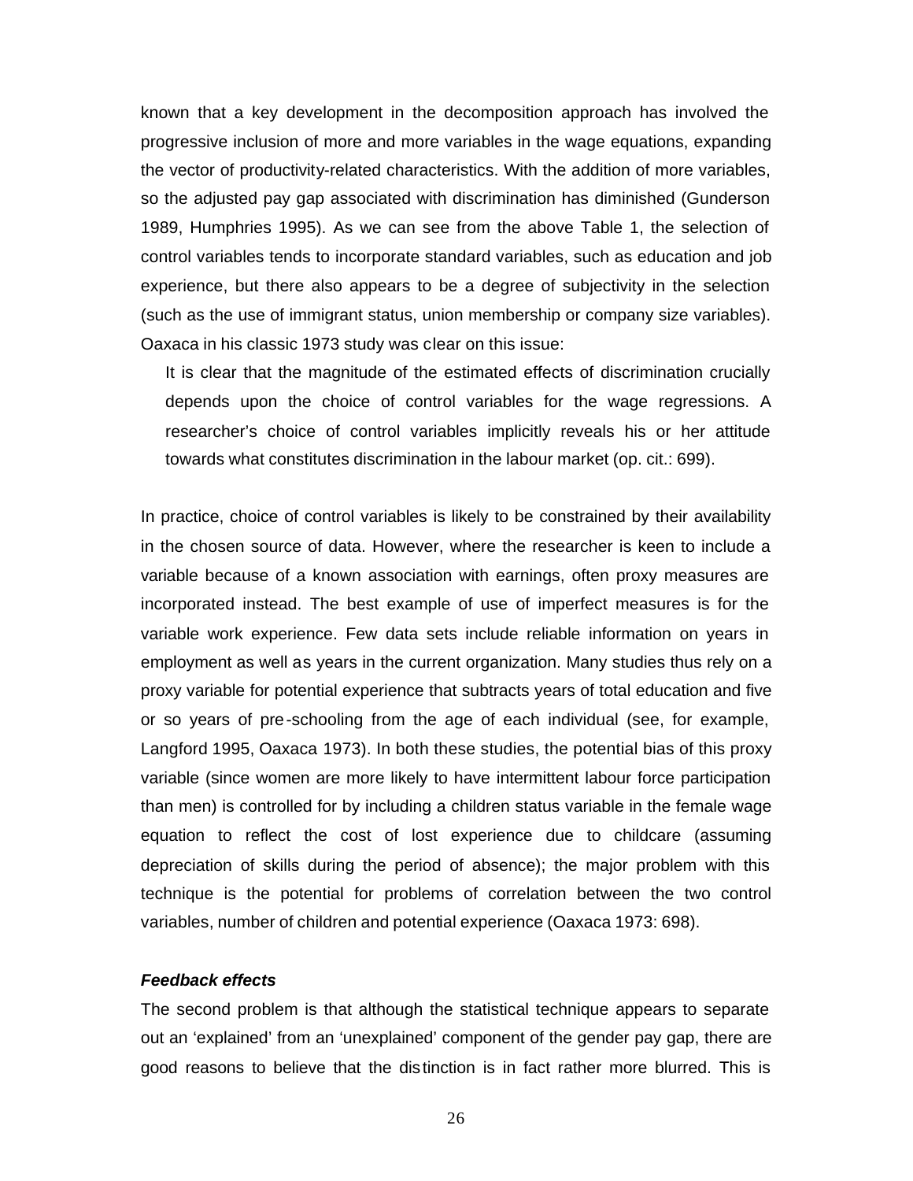known that a key development in the decomposition approach has involved the progressive inclusion of more and more variables in the wage equations, expanding the vector of productivity-related characteristics. With the addition of more variables, so the adjusted pay gap associated with discrimination has diminished (Gunderson 1989, Humphries 1995). As we can see from the above Table 1, the selection of control variables tends to incorporate standard variables, such as education and job experience, but there also appears to be a degree of subjectivity in the selection (such as the use of immigrant status, union membership or company size variables). Oaxaca in his classic 1973 study was clear on this issue:

> It is clear that the magnitude of the estimated effects of discrimination crucially depends upon the choice of control variables for the wage regressions. A researcher's choice of control variables implicitly reveals his or her attitude towards what constitutes discrimination in the labour market (op. cit.: 699).

In practice, choice of control variables is likely to be constrained by their availability in the chosen source of data. However, where the researcher is keen to include a variable because of a known association with earnings, often proxy measures are incorporated instead. The best example of use of imperfect measures is for the variable work experience. Few data sets include reliable information on years in employment as well as years in the current organization. Many studies thus rely on a proxy variable for potential experience that subtracts years of total education and five or so years of pre-schooling from the age of each individual (see, for example, Langford 1995, Oaxaca 1973). In both these studies, the potential bias of this proxy variable (since women are more likely to have intermittent labour force participation than men) is controlled for by including a children status variable in the female wage equation to reflect the cost of lost experience due to childcare (assuming depreciation of skills during the period of absence); the major problem with this technique is the potential for problems of correlation between the two control variables, number of children and potential experience (Oaxaca 1973: 698).

### *Feedback effects*

The second problem is that although the statistical technique appears to separate out an 'explained' from an 'unexplained' component of the gender pay gap, there are good reasons to believe that the distinction is in fact rather more blurred. This is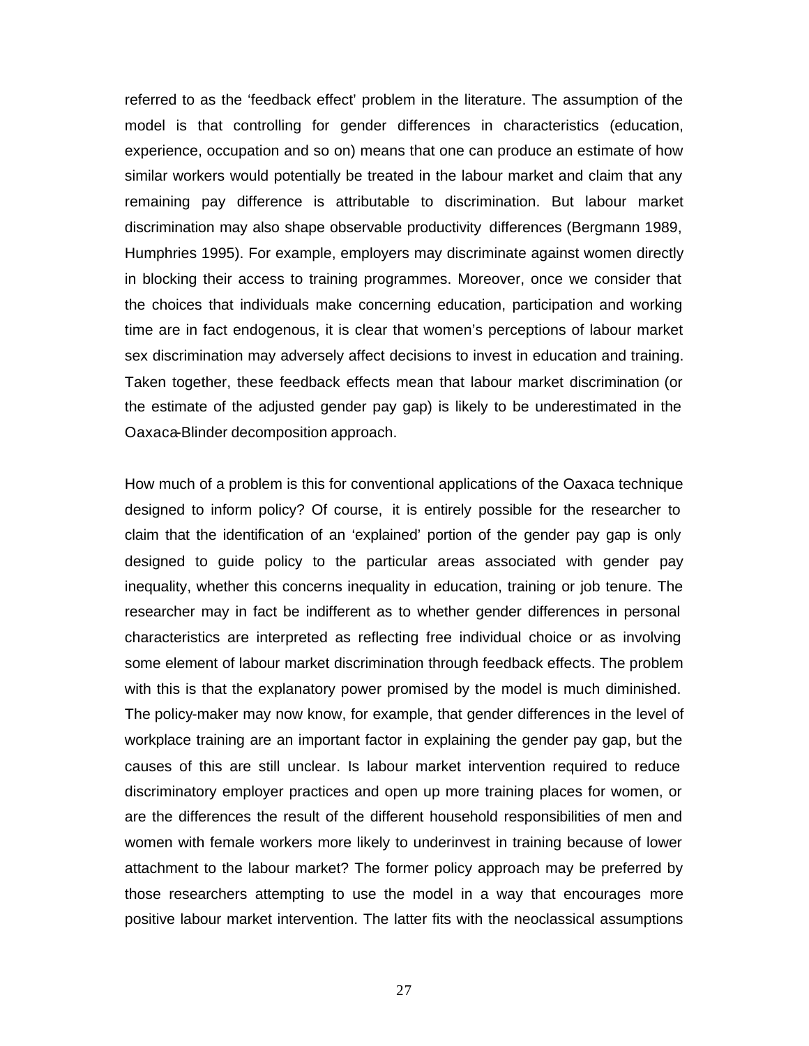referred to as the 'feedback effect' problem in the literature. The assumption of the model is that controlling for gender differences in characteristics (education, experience, occupation and so on) means that one can produce an estimate of how similar workers would potentially be treated in the labour market and claim that any remaining pay difference is attributable to discrimination. But labour market discrimination may also shape observable productivity differences (Bergmann 1989, Humphries 1995). For example, employers may discriminate against women directly in blocking their access to training programmes. Moreover, once we consider that the choices that individuals make concerning education, participation and working time are in fact endogenous, it is clear that women's perceptions of labour market sex discrimination may adversely affect decisions to invest in education and training. Taken together, these feedback effects mean that labour market discrimination (or the estimate of the adjusted gender pay gap) is likely to be underestimated in the Oaxaca-Blinder decomposition approach.

How much of a problem is this for conventional applications of the Oaxaca technique designed to inform policy? Of course, it is entirely possible for the researcher to claim that the identification of an 'explained' portion of the gender pay gap is only designed to guide policy to the particular areas associated with gender pay inequality, whether this concerns inequality in education, training or job tenure. The researcher may in fact be indifferent as to whether gender differences in personal characteristics are interpreted as reflecting free individual choice or as involving some element of labour market discrimination through feedback effects. The problem with this is that the explanatory power promised by the model is much diminished. The policy-maker may now know, for example, that gender differences in the level of workplace training are an important factor in explaining the gender pay gap, but the causes of this are still unclear. Is labour market intervention required to reduce discriminatory employer practices and open up more training places for women, or are the differences the result of the different household responsibilities of men and women with female workers more likely to underinvest in training because of lower attachment to the labour market? The former policy approach may be preferred by those researchers attempting to use the model in a way that encourages more positive labour market intervention. The latter fits with the neoclassical assumptions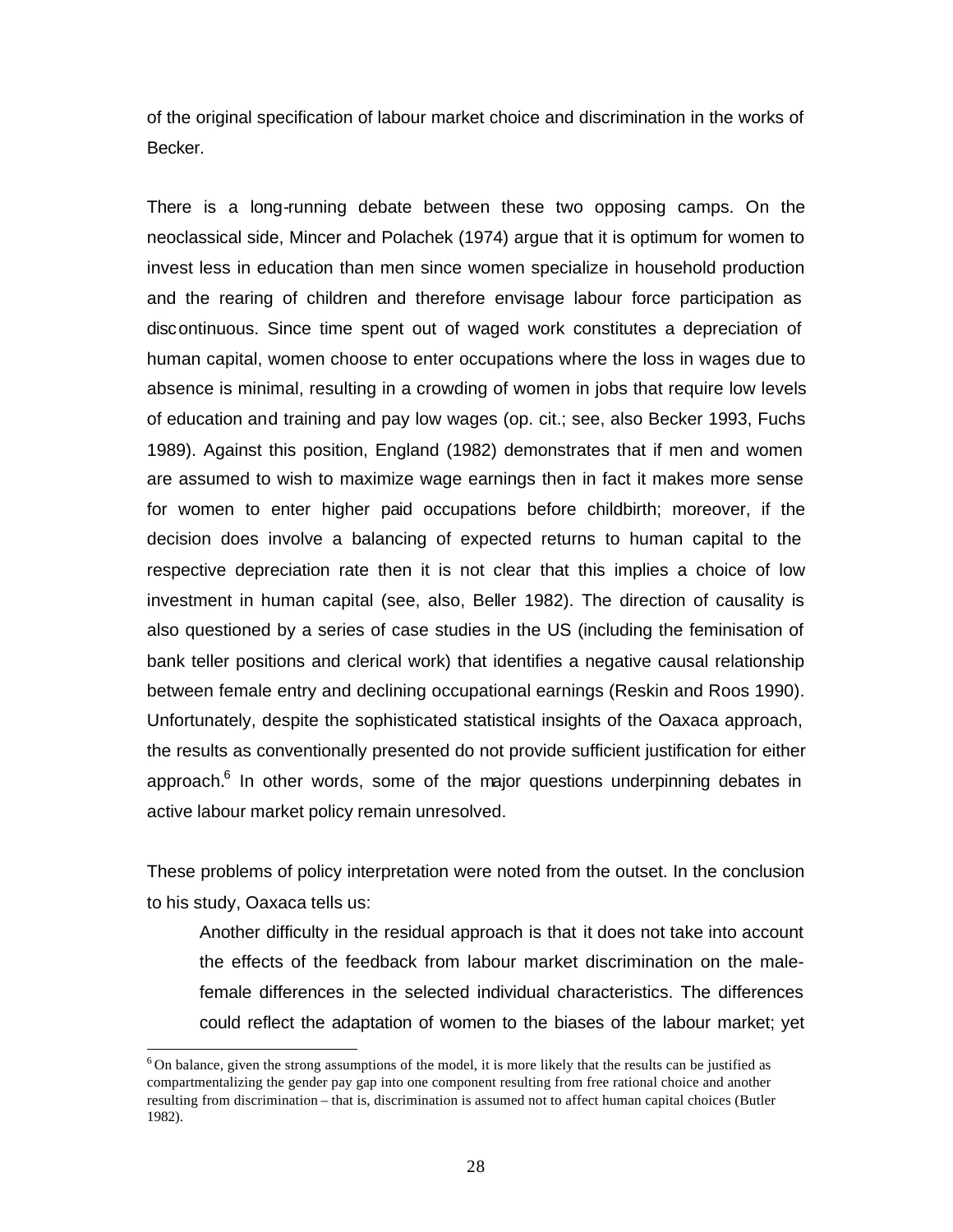of the original specification of labour market choice and discrimination in the works of Becker.

There is a long-running debate between these two opposing camps. On the neoclassical side, Mincer and Polachek (1974) argue that it is optimum for women to invest less in education than men since women specialize in household production and the rearing of children and therefore envisage labour force participation as discontinuous. Since time spent out of waged work constitutes a depreciation of human capital, women choose to enter occupations where the loss in wages due to absence is minimal, resulting in a crowding of women in jobs that require low levels of education and training and pay low wages (op. cit.; see, also Becker 1993, Fuchs 1989). Against this position, England (1982) demonstrates that if men and women are assumed to wish to maximize wage earnings then in fact it makes more sense for women to enter higher paid occupations before childbirth; moreover, if the decision does involve a balancing of expected returns to human capital to the respective depreciation rate then it is not clear that this implies a choice of low investment in human capital (see, also, Beller 1982). The direction of causality is also questioned by a series of case studies in the US (including the feminisation of bank teller positions and clerical work) that identifies a negative causal relationship between female entry and declining occupational earnings (Reskin and Roos 1990). Unfortunately, despite the sophisticated statistical insights of the Oaxaca approach, the results as conventionally presented do not provide sufficient justification for either approach.[6] In other words, some of the major questions underpinning debates in active labour market policy remain unresolved.

These problems of policy interpretation were noted from the outset. In the conclusion to his study, Oaxaca tells us:

> Another difficulty in the residual approach is that it does not take into account the effects of the feedback from labour market discrimination on the male-female differences in the selected individual characteristics. The differences could reflect the adaptation of women to the biases of the labour market; yet

---

[6] On balance, given the strong assumptions of the model, it is more likely that the results can be justified as compartmentalizing the gender pay gap into one component resulting from free rational choice and another resulting from discrimination – that is, discrimination is assumed not to affect human capital choices (Butler 1982).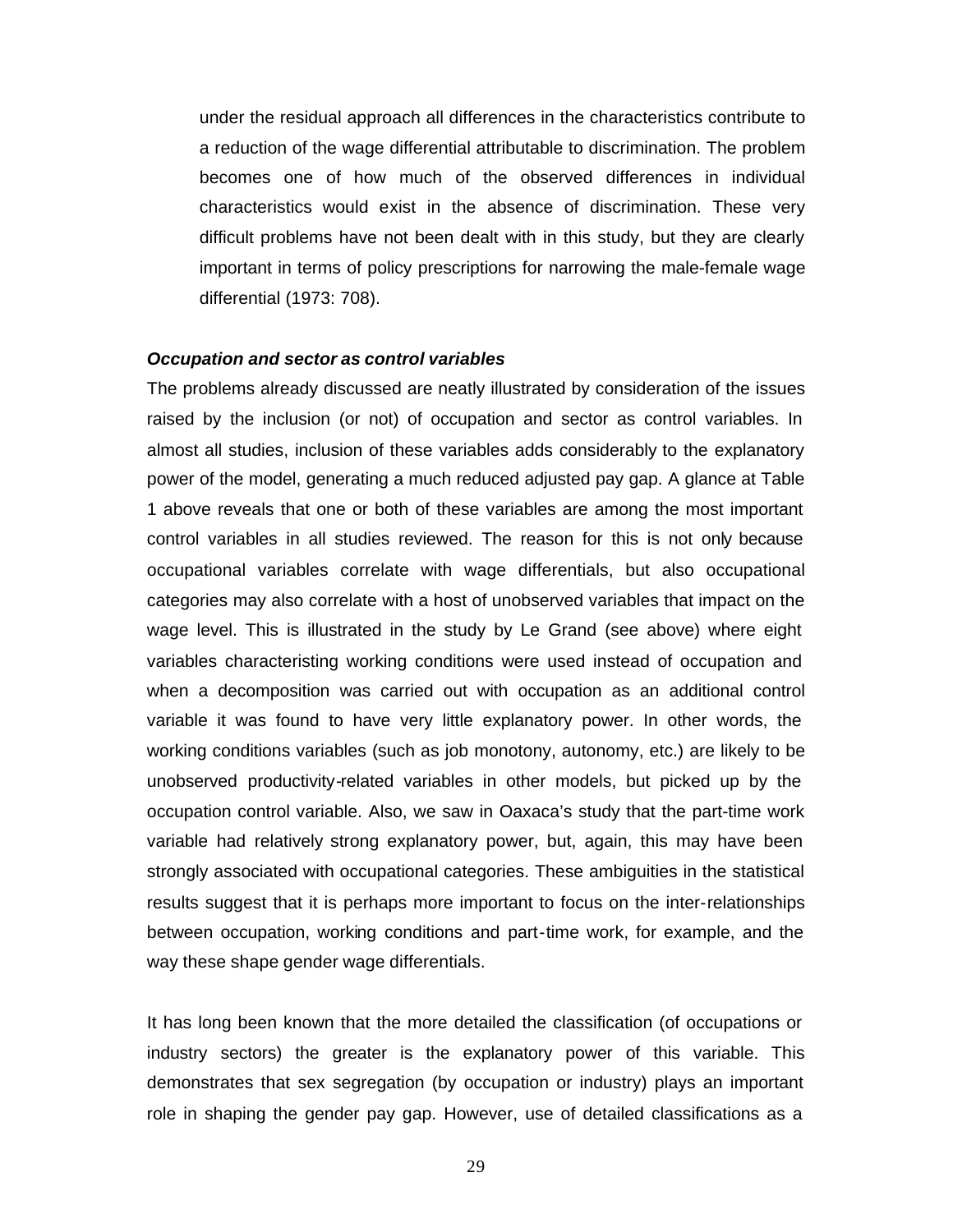> under the residual approach all differences in the characteristics contribute to a reduction of the wage differential attributable to discrimination. The problem becomes one of how much of the observed differences in individual characteristics would exist in the absence of discrimination. These very difficult problems have not been dealt with in this study, but they are clearly important in terms of policy prescriptions for narrowing the male-female wage differential (1973: 708).

***Occupation and sector as control variables***

The problems already discussed are neatly illustrated by consideration of the issues raised by the inclusion (or not) of occupation and sector as control variables. In almost all studies, inclusion of these variables adds considerably to the explanatory power of the model, generating a much reduced adjusted pay gap. A glance at Table 1 above reveals that one or both of these variables are among the most important control variables in all studies reviewed. The reason for this is not only because occupational variables correlate with wage differentials, but also occupational categories may also correlate with a host of unobserved variables that impact on the wage level. This is illustrated in the study by Le Grand (see above) where eight variables characteristing working conditions were used instead of occupation and when a decomposition was carried out with occupation as an additional control variable it was found to have very little explanatory power. In other words, the working conditions variables (such as job monotony, autonomy, etc.) are likely to be unobserved productivity-related variables in other models, but picked up by the occupation control variable. Also, we saw in Oaxaca's study that the part-time work variable had relatively strong explanatory power, but, again, this may have been strongly associated with occupational categories. These ambiguities in the statistical results suggest that it is perhaps more important to focus on the inter-relationships between occupation, working conditions and part-time work, for example, and the way these shape gender wage differentials.

It has long been known that the more detailed the classification (of occupations or industry sectors) the greater is the explanatory power of this variable. This demonstrates that sex segregation (by occupation or industry) plays an important role in shaping the gender pay gap. However, use of detailed classifications as a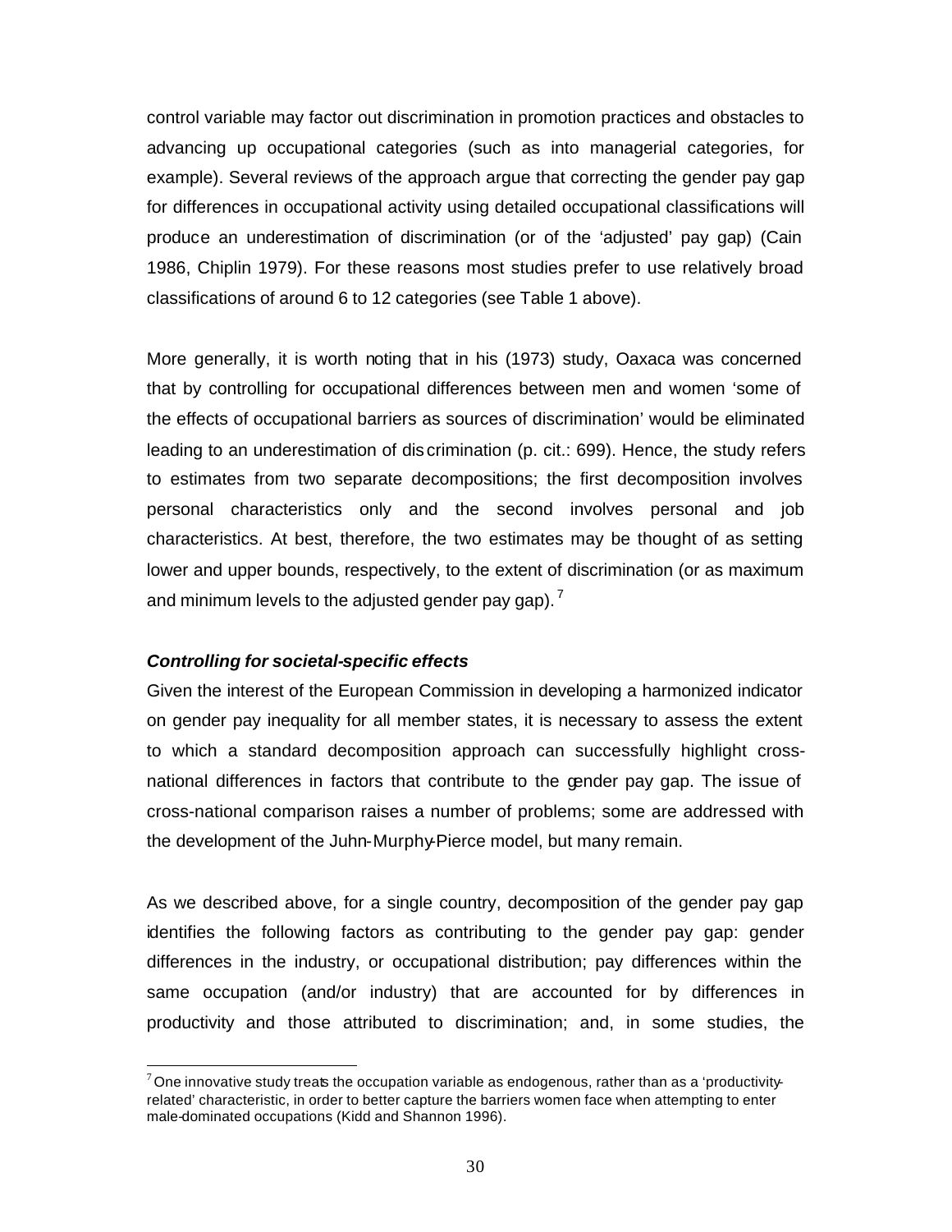control variable may factor out discrimination in promotion practices and obstacles to advancing up occupational categories (such as into managerial categories, for example). Several reviews of the approach argue that correcting the gender pay gap for differences in occupational activity using detailed occupational classifications will produce an underestimation of discrimination (or of the 'adjusted' pay gap) (Cain 1986, Chiplin 1979). For these reasons most studies prefer to use relatively broad classifications of around 6 to 12 categories (see Table 1 above).

More generally, it is worth noting that in his (1973) study, Oaxaca was concerned that by controlling for occupational differences between men and women 'some of the effects of occupational barriers as sources of discrimination' would be eliminated leading to an underestimation of discrimination (p. cit.: 699). Hence, the study refers to estimates from two separate decompositions; the first decomposition involves personal characteristics only and the second involves personal and job characteristics. At best, therefore, the two estimates may be thought of as setting lower and upper bounds, respectively, to the extent of discrimination (or as maximum and minimum levels to the adjusted gender pay gap).[7]

***Controlling for societal-specific effects***

Given the interest of the European Commission in developing a harmonized indicator on gender pay inequality for all member states, it is necessary to assess the extent to which a standard decomposition approach can successfully highlight cross-national differences in factors that contribute to the gender pay gap. The issue of cross-national comparison raises a number of problems; some are addressed with the development of the Juhn-Murphy-Pierce model, but many remain.

As we described above, for a single country, decomposition of the gender pay gap identifies the following factors as contributing to the gender pay gap: gender differences in the industry, or occupational distribution; pay differences within the same occupation (and/or industry) that are accounted for by differences in productivity and those attributed to discrimination; and, in some studies, the

[7] One innovative study treats the occupation variable as endogenous, rather than as a 'productivity-related' characteristic, in order to better capture the barriers women face when attempting to enter male-dominated occupations (Kidd and Shannon 1996).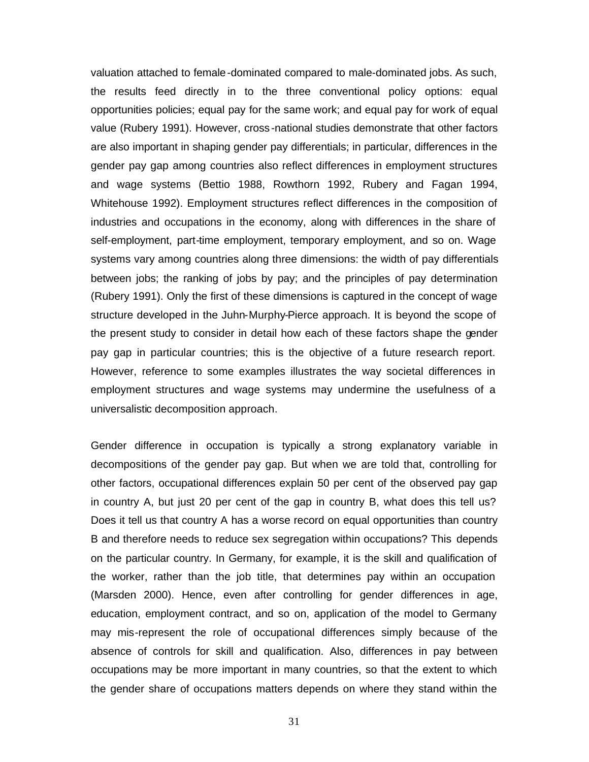valuation attached to female-dominated compared to male-dominated jobs. As such, the results feed directly in to the three conventional policy options: equal opportunities policies; equal pay for the same work; and equal pay for work of equal value (Rubery 1991). However, cross-national studies demonstrate that other factors are also important in shaping gender pay differentials; in particular, differences in the gender pay gap among countries also reflect differences in employment structures and wage systems (Bettio 1988, Rowthorn 1992, Rubery and Fagan 1994, Whitehouse 1992). Employment structures reflect differences in the composition of industries and occupations in the economy, along with differences in the share of self-employment, part-time employment, temporary employment, and so on. Wage systems vary among countries along three dimensions: the width of pay differentials between jobs; the ranking of jobs by pay; and the principles of pay determination (Rubery 1991). Only the first of these dimensions is captured in the concept of wage structure developed in the Juhn-Murphy-Pierce approach. It is beyond the scope of the present study to consider in detail how each of these factors shape the gender pay gap in particular countries; this is the objective of a future research report. However, reference to some examples illustrates the way societal differences in employment structures and wage systems may undermine the usefulness of a universalistic decomposition approach.

Gender difference in occupation is typically a strong explanatory variable in decompositions of the gender pay gap. But when we are told that, controlling for other factors, occupational differences explain 50 per cent of the observed pay gap in country A, but just 20 per cent of the gap in country B, what does this tell us? Does it tell us that country A has a worse record on equal opportunities than country B and therefore needs to reduce sex segregation within occupations? This depends on the particular country. In Germany, for example, it is the skill and qualification of the worker, rather than the job title, that determines pay within an occupation (Marsden 2000). Hence, even after controlling for gender differences in age, education, employment contract, and so on, application of the model to Germany may mis-represent the role of occupational differences simply because of the absence of controls for skill and qualification. Also, differences in pay between occupations may be more important in many countries, so that the extent to which the gender share of occupations matters depends on where they stand within the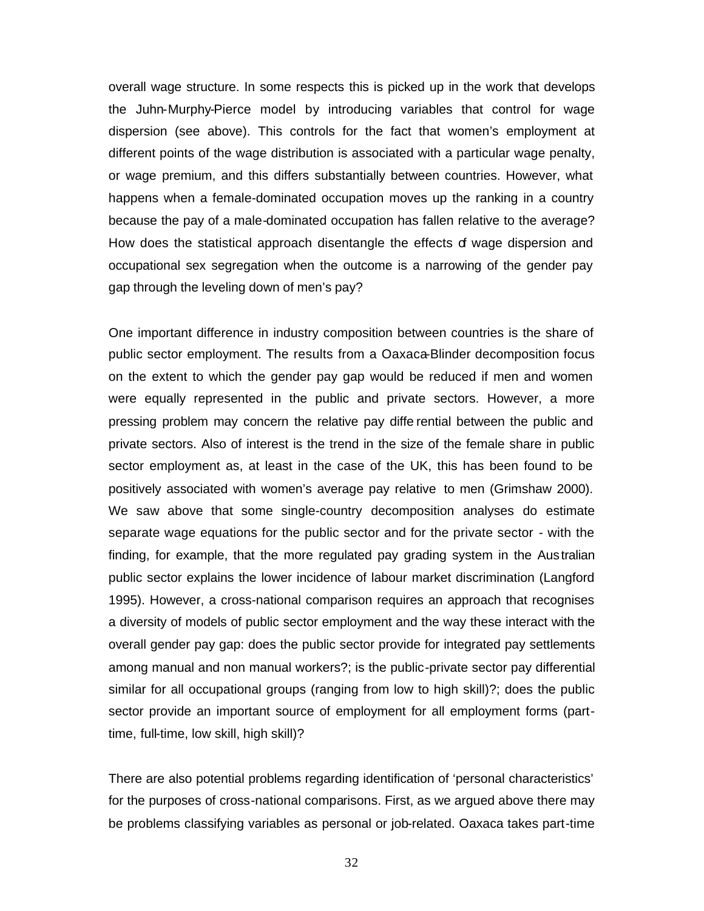overall wage structure. In some respects this is picked up in the work that develops the Juhn-Murphy-Pierce model by introducing variables that control for wage dispersion (see above). This controls for the fact that women's employment at different points of the wage distribution is associated with a particular wage penalty, or wage premium, and this differs substantially between countries. However, what happens when a female-dominated occupation moves up the ranking in a country because the pay of a male-dominated occupation has fallen relative to the average? How does the statistical approach disentangle the effects of wage dispersion and occupational sex segregation when the outcome is a narrowing of the gender pay gap through the leveling down of men's pay?

One important difference in industry composition between countries is the share of public sector employment. The results from a Oaxaca-Blinder decomposition focus on the extent to which the gender pay gap would be reduced if men and women were equally represented in the public and private sectors. However, a more pressing problem may concern the relative pay differential between the public and private sectors. Also of interest is the trend in the size of the female share in public sector employment as, at least in the case of the UK, this has been found to be positively associated with women's average pay relative to men (Grimshaw 2000). We saw above that some single-country decomposition analyses do estimate separate wage equations for the public sector and for the private sector - with the finding, for example, that the more regulated pay grading system in the Australian public sector explains the lower incidence of labour market discrimination (Langford 1995). However, a cross-national comparison requires an approach that recognises a diversity of models of public sector employment and the way these interact with the overall gender pay gap: does the public sector provide for integrated pay settlements among manual and non manual workers?; is the public-private sector pay differential similar for all occupational groups (ranging from low to high skill)?; does the public sector provide an important source of employment for all employment forms (part-time, full-time, low skill, high skill)?

There are also potential problems regarding identification of 'personal characteristics' for the purposes of cross-national comparisons. First, as we argued above there may be problems classifying variables as personal or job-related. Oaxaca takes part-time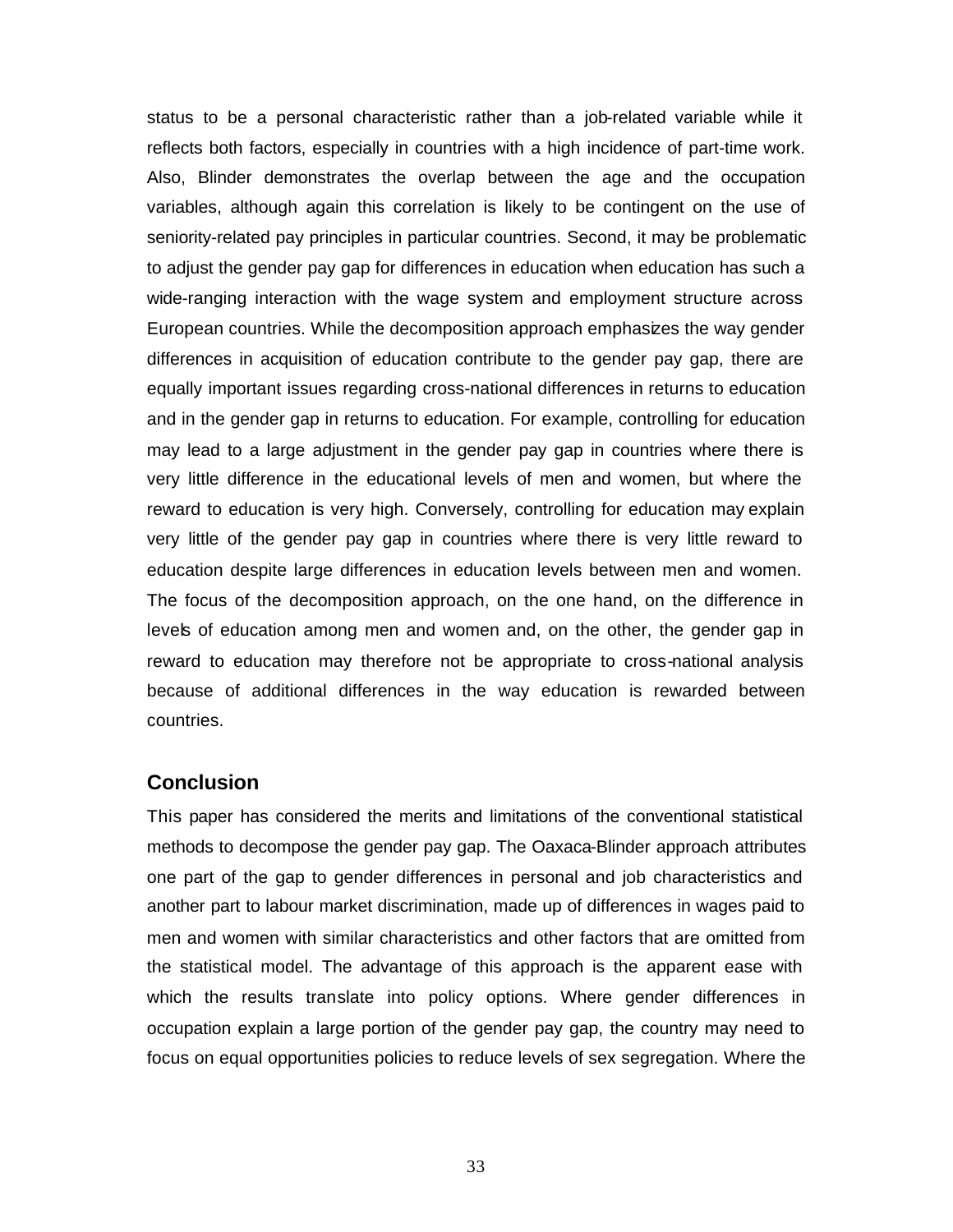status to be a personal characteristic rather than a job-related variable while it reflects both factors, especially in countries with a high incidence of part-time work. Also, Blinder demonstrates the overlap between the age and the occupation variables, although again this correlation is likely to be contingent on the use of seniority-related pay principles in particular countries. Second, it may be problematic to adjust the gender pay gap for differences in education when education has such a wide-ranging interaction with the wage system and employment structure across European countries. While the decomposition approach emphasizes the way gender differences in acquisition of education contribute to the gender pay gap, there are equally important issues regarding cross-national differences in returns to education and in the gender gap in returns to education. For example, controlling for education may lead to a large adjustment in the gender pay gap in countries where there is very little difference in the educational levels of men and women, but where the reward to education is very high. Conversely, controlling for education may explain very little of the gender pay gap in countries where there is very little reward to education despite large differences in education levels between men and women. The focus of the decomposition approach, on the one hand, on the difference in levels of education among men and women and, on the other, the gender gap in reward to education may therefore not be appropriate to cross-national analysis because of additional differences in the way education is rewarded between countries.

## Conclusion

This paper has considered the merits and limitations of the conventional statistical methods to decompose the gender pay gap. The Oaxaca-Blinder approach attributes one part of the gap to gender differences in personal and job characteristics and another part to labour market discrimination, made up of differences in wages paid to men and women with similar characteristics and other factors that are omitted from the statistical model. The advantage of this approach is the apparent ease with which the results translate into policy options. Where gender differences in occupation explain a large portion of the gender pay gap, the country may need to focus on equal opportunities policies to reduce levels of sex segregation. Where the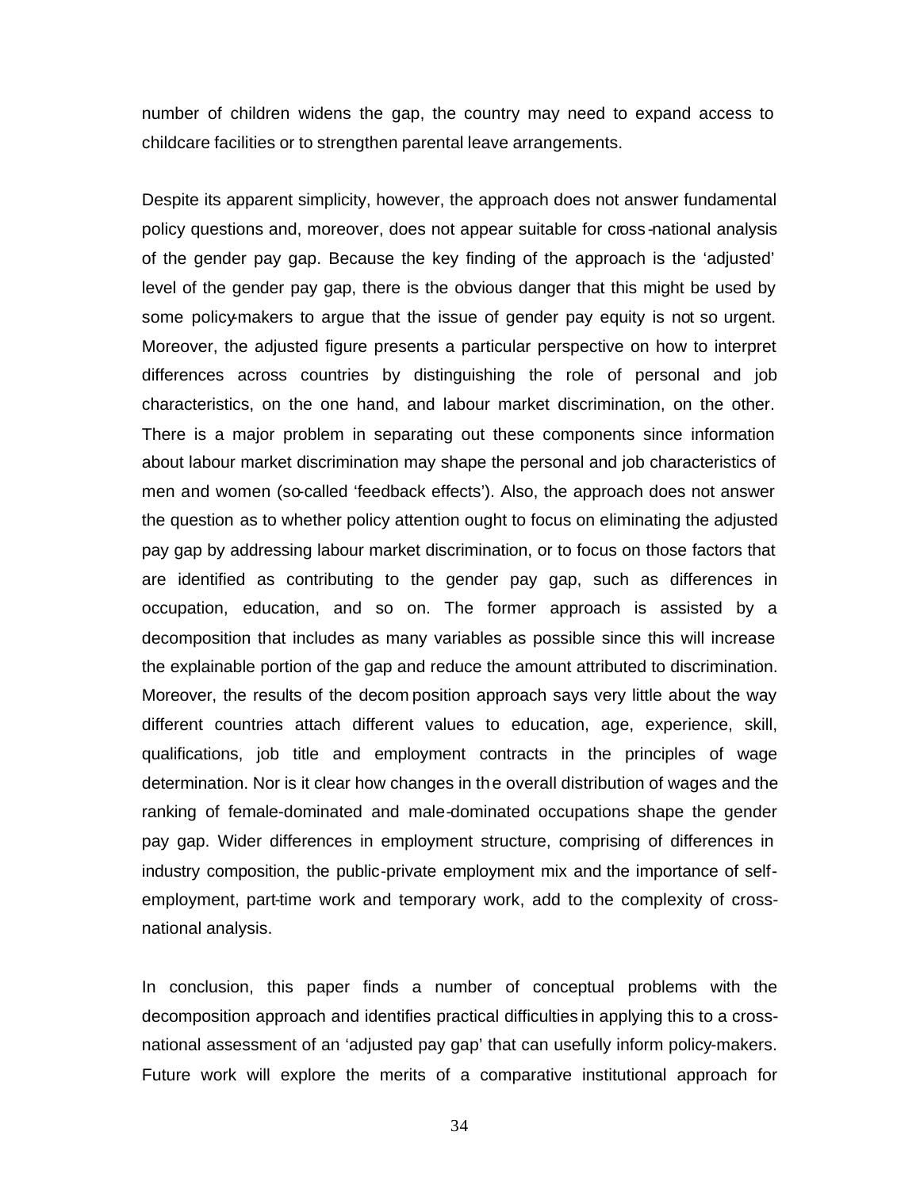number of children widens the gap, the country may need to expand access to childcare facilities or to strengthen parental leave arrangements.

Despite its apparent simplicity, however, the approach does not answer fundamental policy questions and, moreover, does not appear suitable for cross-national analysis of the gender pay gap. Because the key finding of the approach is the 'adjusted' level of the gender pay gap, there is the obvious danger that this might be used by some policy-makers to argue that the issue of gender pay equity is not so urgent. Moreover, the adjusted figure presents a particular perspective on how to interpret differences across countries by distinguishing the role of personal and job characteristics, on the one hand, and labour market discrimination, on the other. There is a major problem in separating out these components since information about labour market discrimination may shape the personal and job characteristics of men and women (so-called 'feedback effects'). Also, the approach does not answer the question as to whether policy attention ought to focus on eliminating the adjusted pay gap by addressing labour market discrimination, or to focus on those factors that are identified as contributing to the gender pay gap, such as differences in occupation, education, and so on. The former approach is assisted by a decomposition that includes as many variables as possible since this will increase the explainable portion of the gap and reduce the amount attributed to discrimination. Moreover, the results of the decomposition approach says very little about the way different countries attach different values to education, age, experience, skill, qualifications, job title and employment contracts in the principles of wage determination. Nor is it clear how changes in the overall distribution of wages and the ranking of female-dominated and male-dominated occupations shape the gender pay gap. Wider differences in employment structure, comprising of differences in industry composition, the public-private employment mix and the importance of self-employment, part-time work and temporary work, add to the complexity of cross-national analysis.

In conclusion, this paper finds a number of conceptual problems with the decomposition approach and identifies practical difficulties in applying this to a cross-national assessment of an 'adjusted pay gap' that can usefully inform policy-makers. Future work will explore the merits of a comparative institutional approach for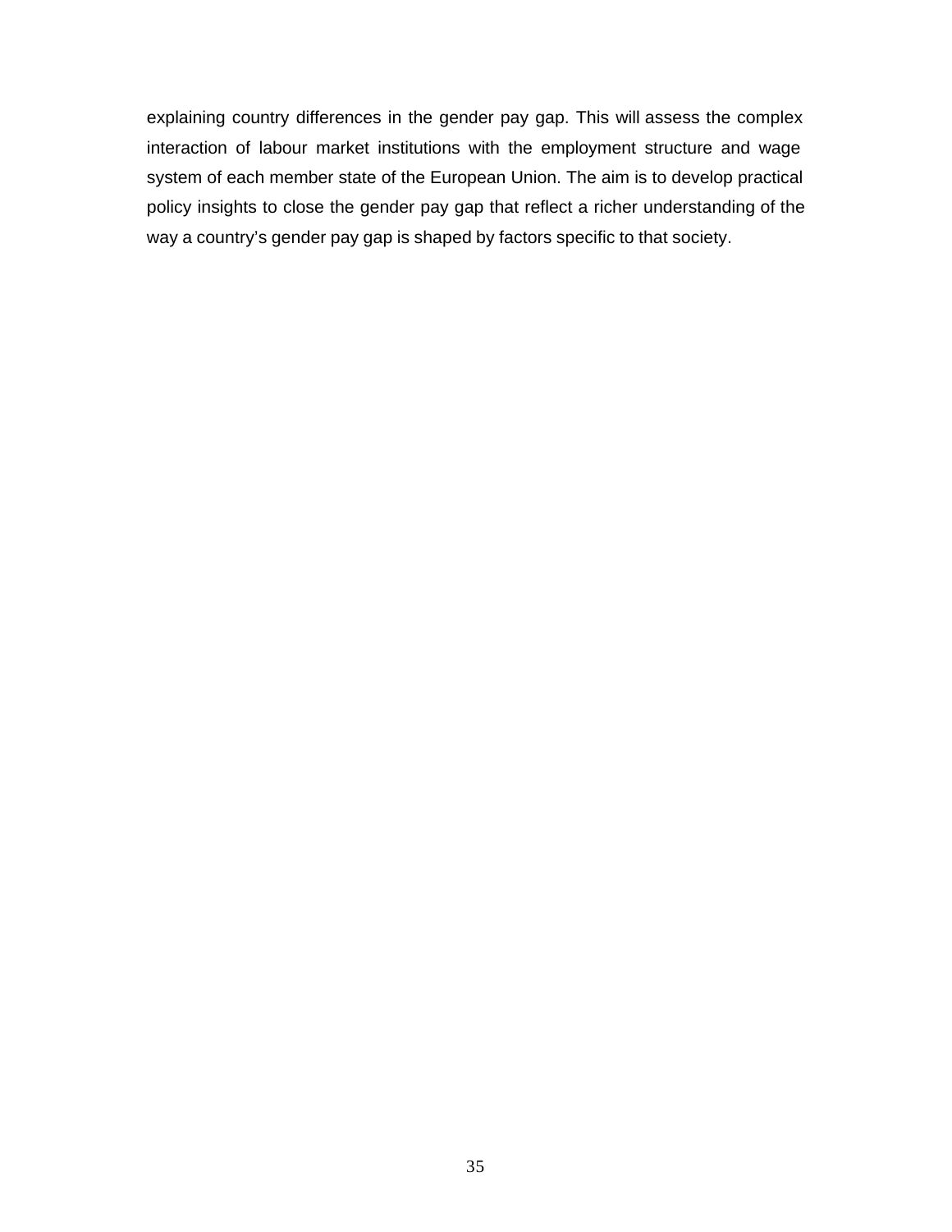explaining country differences in the gender pay gap. This will assess the complex interaction of labour market institutions with the employment structure and wage system of each member state of the European Union. The aim is to develop practical policy insights to close the gender pay gap that reflect a richer understanding of the way a country's gender pay gap is shaped by factors specific to that society.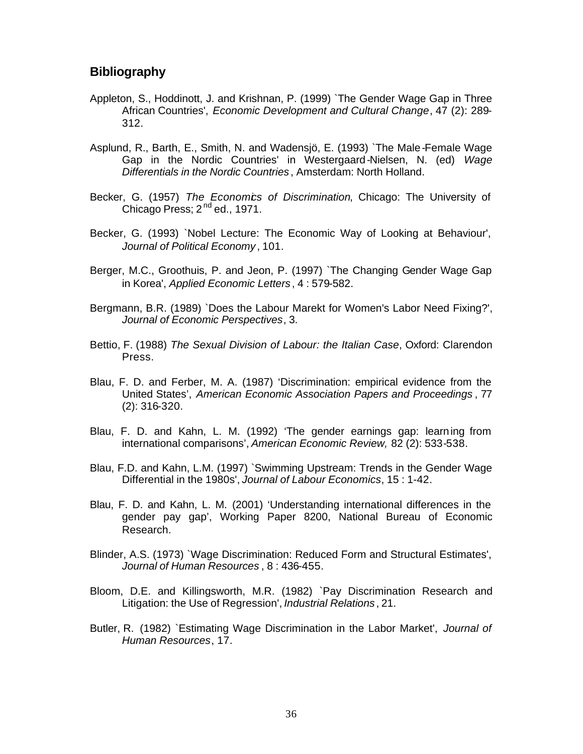## Bibliography

Appleton, S., Hoddinott, J. and Krishnan, P. (1999) `The Gender Wage Gap in Three African Countries', *Economic Development and Cultural Change*, 47 (2): 289-312.

Asplund, R., Barth, E., Smith, N. and Wadensjö, E. (1993) `The Male-Female Wage Gap in the Nordic Countries' in Westergaard-Nielsen, N. (ed) *Wage Differentials in the Nordic Countries*, Amsterdam: North Holland.

Becker, G. (1957) *The Economics of Discrimination*, Chicago: The University of Chicago Press; 2nd ed., 1971.

Becker, G. (1993) `Nobel Lecture: The Economic Way of Looking at Behaviour', *Journal of Political Economy*, 101.

Berger, M.C., Groothuis, P. and Jeon, P. (1997) `The Changing Gender Wage Gap in Korea', *Applied Economic Letters*, 4 : 579-582.

Bergmann, B.R. (1989) `Does the Labour Marekt for Women's Labor Need Fixing?', *Journal of Economic Perspectives*, 3.

Bettio, F. (1988) *The Sexual Division of Labour: the Italian Case*, Oxford: Clarendon Press.

Blau, F. D. and Ferber, M. A. (1987) 'Discrimination: empirical evidence from the United States', *American Economic Association Papers and Proceedings*, 77 (2): 316-320.

Blau, F. D. and Kahn, L. M. (1992) 'The gender earnings gap: learning from international comparisons', *American Economic Review,* 82 (2): 533-538.

Blau, F.D. and Kahn, L.M. (1997) `Swimming Upstream: Trends in the Gender Wage Differential in the 1980s', *Journal of Labour Economics*, 15 : 1-42.

Blau, F. D. and Kahn, L. M. (2001) 'Understanding international differences in the gender pay gap', Working Paper 8200, National Bureau of Economic Research.

Blinder, A.S. (1973) `Wage Discrimination: Reduced Form and Structural Estimates', *Journal of Human Resources*, 8 : 436-455.

Bloom, D.E. and Killingsworth, M.R. (1982) `Pay Discrimination Research and Litigation: the Use of Regression', *Industrial Relations*, 21.

Butler, R. (1982) `Estimating Wage Discrimination in the Labor Market', *Journal of Human Resources*, 17.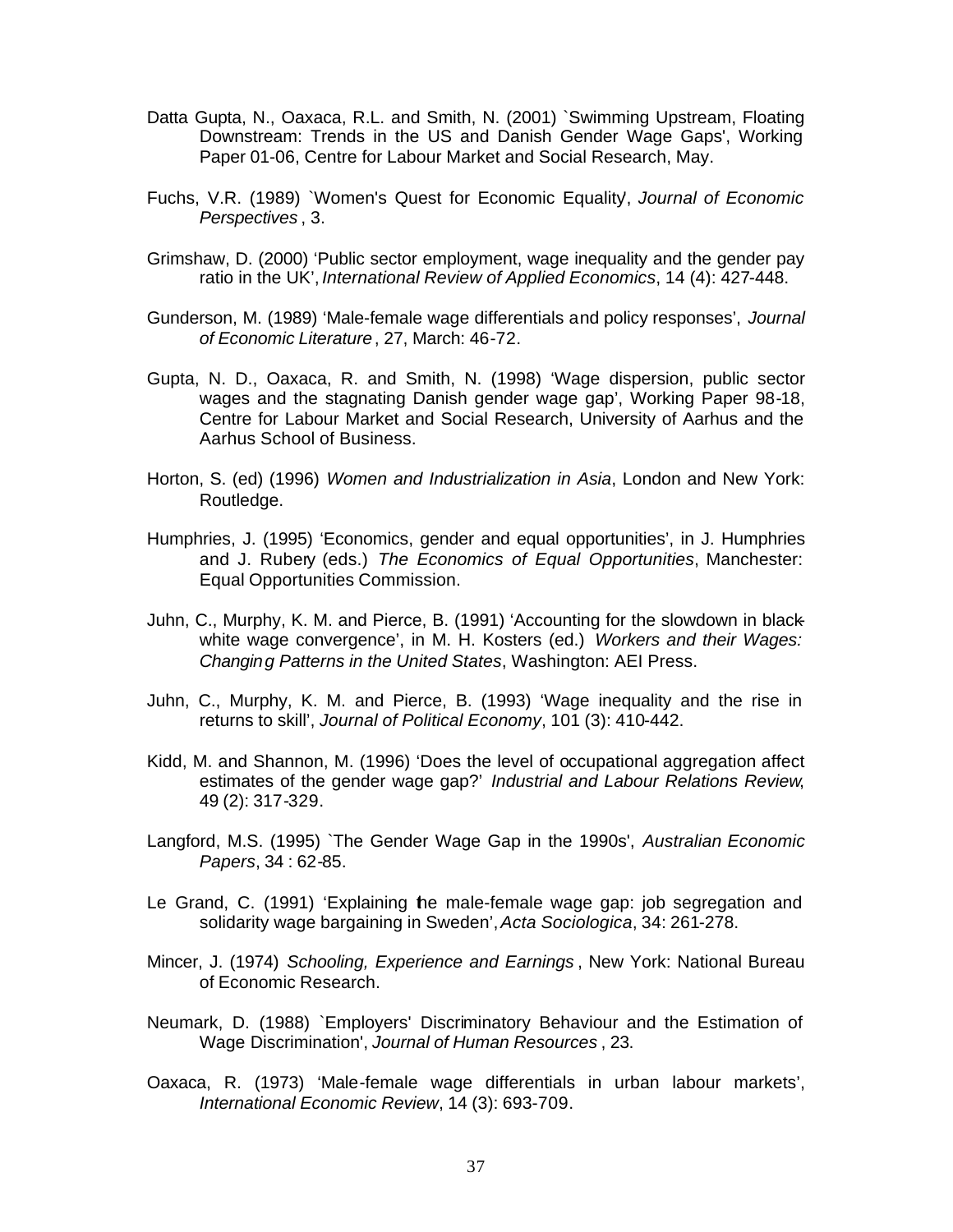Datta Gupta, N., Oaxaca, R.L. and Smith, N. (2001) `Swimming Upstream, Floating Downstream: Trends in the US and Danish Gender Wage Gaps', Working Paper 01-06, Centre for Labour Market and Social Research, May.

Fuchs, V.R. (1989) `Women's Quest for Economic Equality', *Journal of Economic Perspectives* , 3.

Grimshaw, D. (2000) 'Public sector employment, wage inequality and the gender pay ratio in the UK', *International Review of Applied Economics*, 14 (4): 427-448.

Gunderson, M. (1989) 'Male-female wage differentials and policy responses', *Journal of Economic Literature* , 27, March: 46-72.

Gupta, N. D., Oaxaca, R. and Smith, N. (1998) 'Wage dispersion, public sector wages and the stagnating Danish gender wage gap', Working Paper 98-18, Centre for Labour Market and Social Research, University of Aarhus and the Aarhus School of Business.

Horton, S. (ed) (1996) *Women and Industrialization in Asia*, London and New York: Routledge.

Humphries, J. (1995) 'Economics, gender and equal opportunities', in J. Humphries and J. Rubery (eds.) *The Economics of Equal Opportunities*, Manchester: Equal Opportunities Commission.

Juhn, C., Murphy, K. M. and Pierce, B. (1991) 'Accounting for the slowdown in black-white wage convergence', in M. H. Kosters (ed.) *Workers and their Wages: Changing Patterns in the United States*, Washington: AEI Press.

Juhn, C., Murphy, K. M. and Pierce, B. (1993) 'Wage inequality and the rise in returns to skill', *Journal of Political Economy*, 101 (3): 410-442.

Kidd, M. and Shannon, M. (1996) 'Does the level of occupational aggregation affect estimates of the gender wage gap?' *Industrial and Labour Relations Review*, 49 (2): 317-329.

Langford, M.S. (1995) `The Gender Wage Gap in the 1990s', *Australian Economic Papers*, 34 : 62-85.

Le Grand, C. (1991) 'Explaining the male-female wage gap: job segregation and solidarity wage bargaining in Sweden', *Acta Sociologica*, 34: 261-278.

Mincer, J. (1974) *Schooling, Experience and Earnings* , New York: National Bureau of Economic Research.

Neumark, D. (1988) `Employers' Discriminatory Behaviour and the Estimation of Wage Discrimination', *Journal of Human Resources* , 23.

Oaxaca, R. (1973) 'Male-female wage differentials in urban labour markets', *International Economic Review*, 14 (3): 693-709.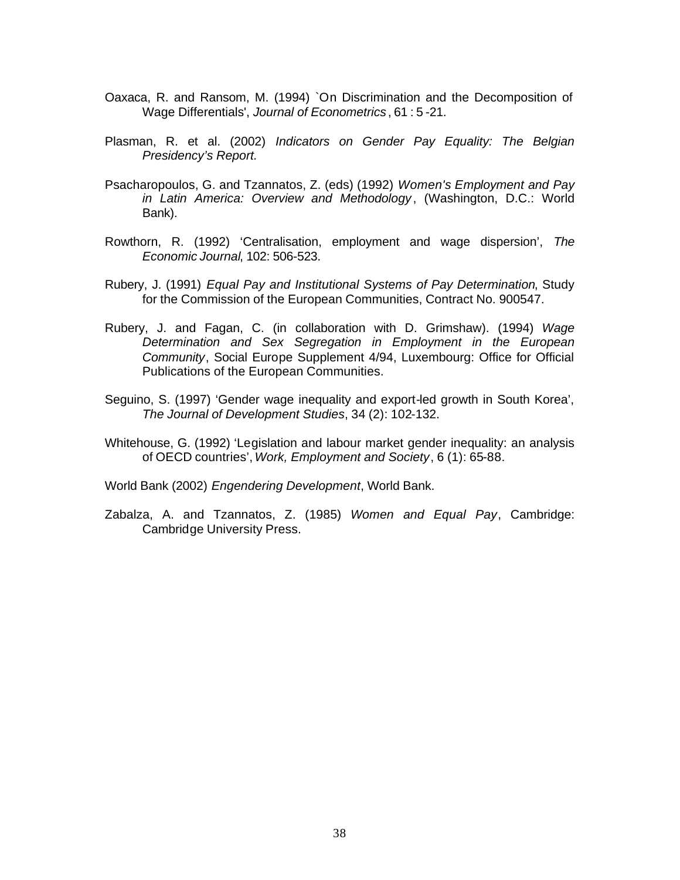Oaxaca, R. and Ransom, M. (1994) `On Discrimination and the Decomposition of Wage Differentials', *Journal of Econometrics*, 61 : 5 -21.

Plasman, R. et al. (2002) *Indicators on Gender Pay Equality: The Belgian Presidency's Report.*

Psacharopoulos, G. and Tzannatos, Z. (eds) (1992) *Women's Employment and Pay in Latin America: Overview and Methodology*, (Washington, D.C.: World Bank).

Rowthorn, R. (1992) 'Centralisation, employment and wage dispersion', *The Economic Journal*, 102: 506-523.

Rubery, J. (1991) *Equal Pay and Institutional Systems of Pay Determination*, Study for the Commission of the European Communities, Contract No. 900547.

Rubery, J. and Fagan, C. (in collaboration with D. Grimshaw). (1994) *Wage Determination and Sex Segregation in Employment in the European Community*, Social Europe Supplement 4/94, Luxembourg: Office for Official Publications of the European Communities.

Seguino, S. (1997) 'Gender wage inequality and export-led growth in South Korea', *The Journal of Development Studies*, 34 (2): 102-132.

Whitehouse, G. (1992) 'Legislation and labour market gender inequality: an analysis of OECD countries', *Work, Employment and Society*, 6 (1): 65-88.

World Bank (2002) *Engendering Development*, World Bank.

Zabalza, A. and Tzannatos, Z. (1985) *Women and Equal Pay*, Cambridge: Cambridge University Press.